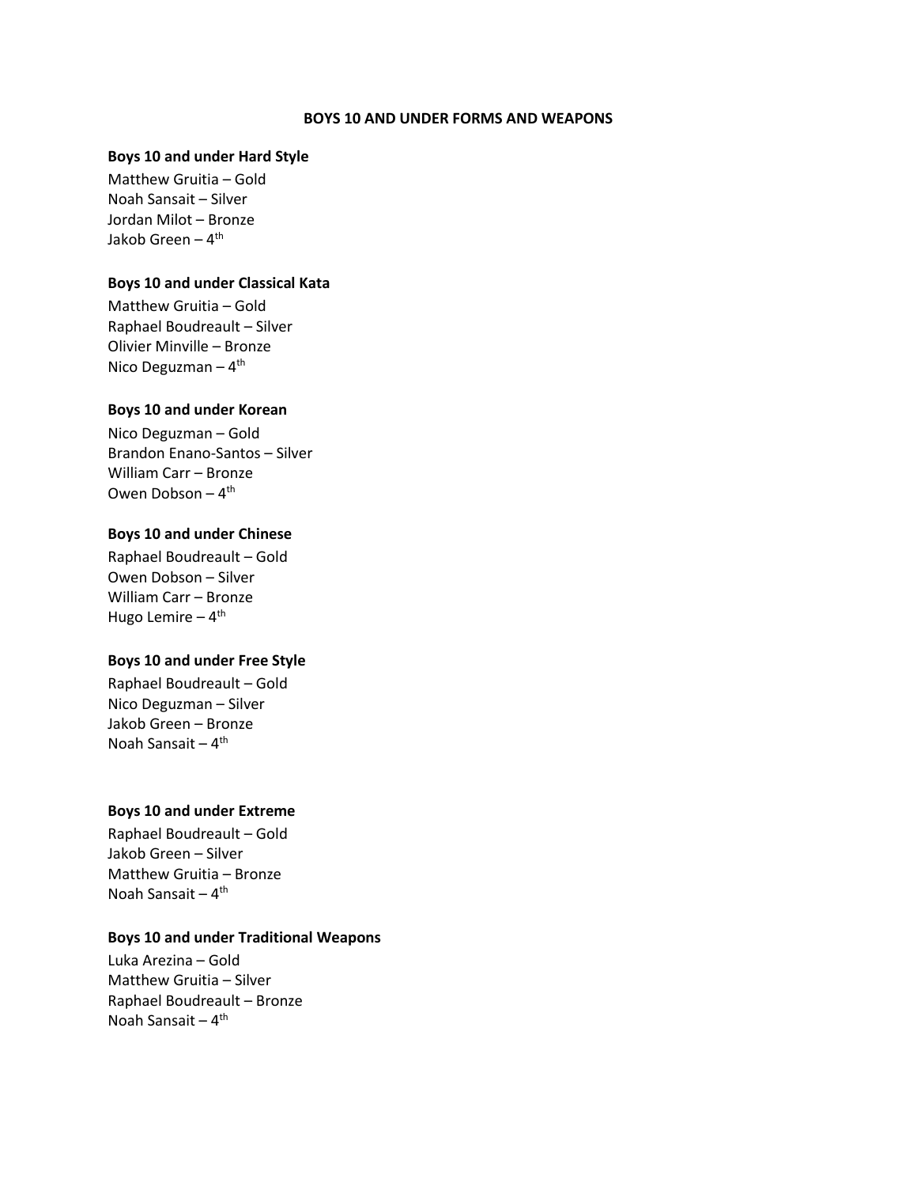# BOYS 10 AND UNDER FORMS AND WEAPONS

**Boys 10 and under Hard Style**

Matthew Gruitia – Gold
Noah Sansait – Silver
Jordan Milot – Bronze
Jakob Green – 4th

**Boys 10 and under Classical Kata**

Matthew Gruitia – Gold
Raphael Boudreault – Silver
Olivier Minville – Bronze
Nico Deguzman – 4th

**Boys 10 and under Korean**

Nico Deguzman – Gold
Brandon Enano-Santos – Silver
William Carr – Bronze
Owen Dobson – 4th

**Boys 10 and under Chinese**

Raphael Boudreault – Gold
Owen Dobson – Silver
William Carr – Bronze
Hugo Lemire – 4th

**Boys 10 and under Free Style**

Raphael Boudreault – Gold
Nico Deguzman – Silver
Jakob Green – Bronze
Noah Sansait – 4th

**Boys 10 and under Extreme**

Raphael Boudreault – Gold
Jakob Green – Silver
Matthew Gruitia – Bronze
Noah Sansait – 4th

**Boys 10 and under Traditional Weapons**

Luka Arezina – Gold
Matthew Gruitia – Silver
Raphael Boudreault – Bronze
Noah Sansait – 4th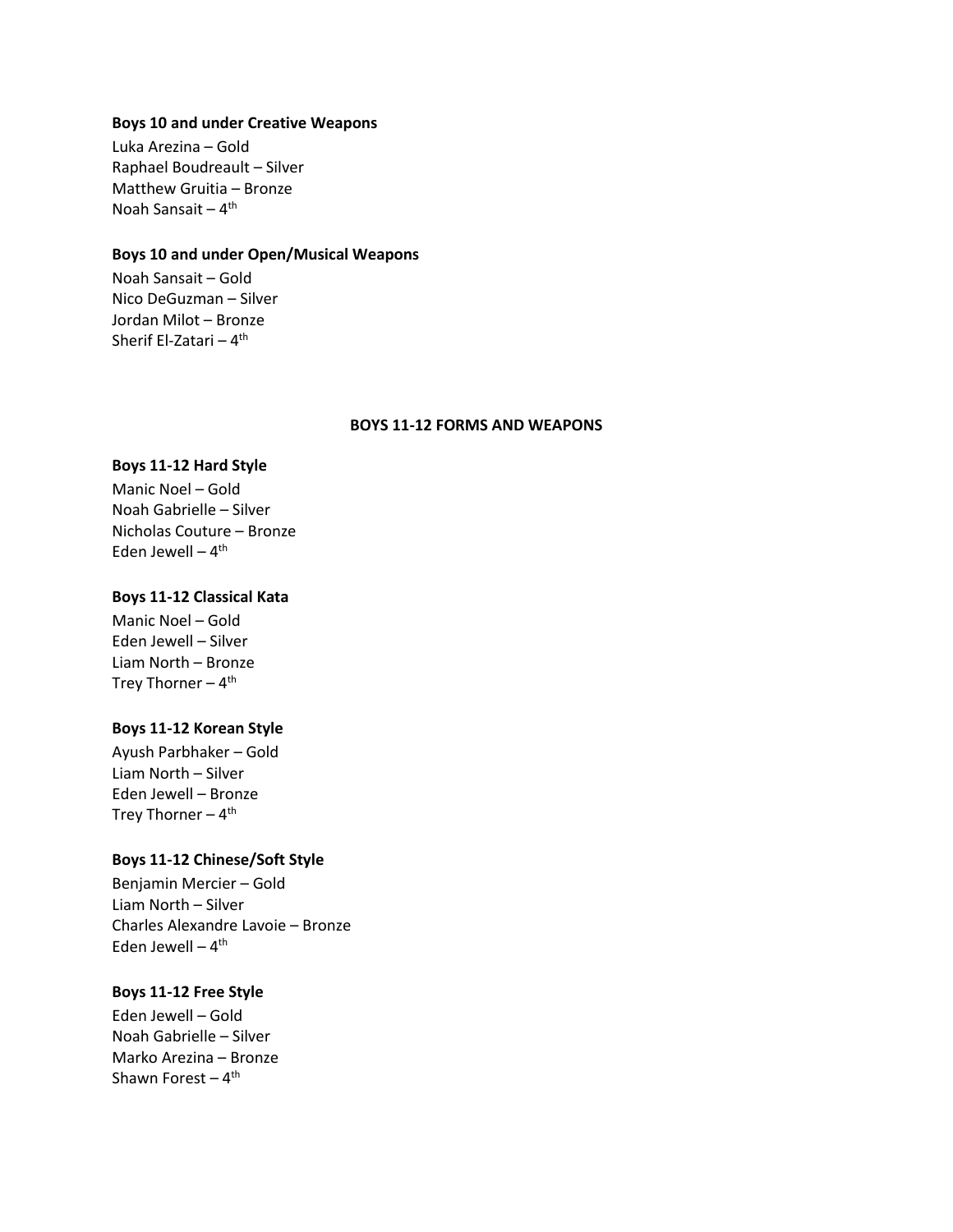**Boys 10 and under Creative Weapons**

Luka Arezina – Gold
Raphael Boudreault – Silver
Matthew Gruitia – Bronze
Noah Sansait – 4th

**Boys 10 and under Open/Musical Weapons**

Noah Sansait – Gold
Nico DeGuzman – Silver
Jordan Milot – Bronze
Sherif El-Zatari – 4th

## BOYS 11-12 FORMS AND WEAPONS

**Boys 11-12 Hard Style**

Manic Noel – Gold
Noah Gabrielle – Silver
Nicholas Couture – Bronze
Eden Jewell – 4th

**Boys 11-12 Classical Kata**

Manic Noel – Gold
Eden Jewell – Silver
Liam North – Bronze
Trey Thorner – 4th

**Boys 11-12 Korean Style**

Ayush Parbhaker – Gold
Liam North – Silver
Eden Jewell – Bronze
Trey Thorner – 4th

**Boys 11-12 Chinese/Soft Style**

Benjamin Mercier – Gold
Liam North – Silver
Charles Alexandre Lavoie – Bronze
Eden Jewell – 4th

**Boys 11-12 Free Style**

Eden Jewell – Gold
Noah Gabrielle – Silver
Marko Arezina – Bronze
Shawn Forest – 4th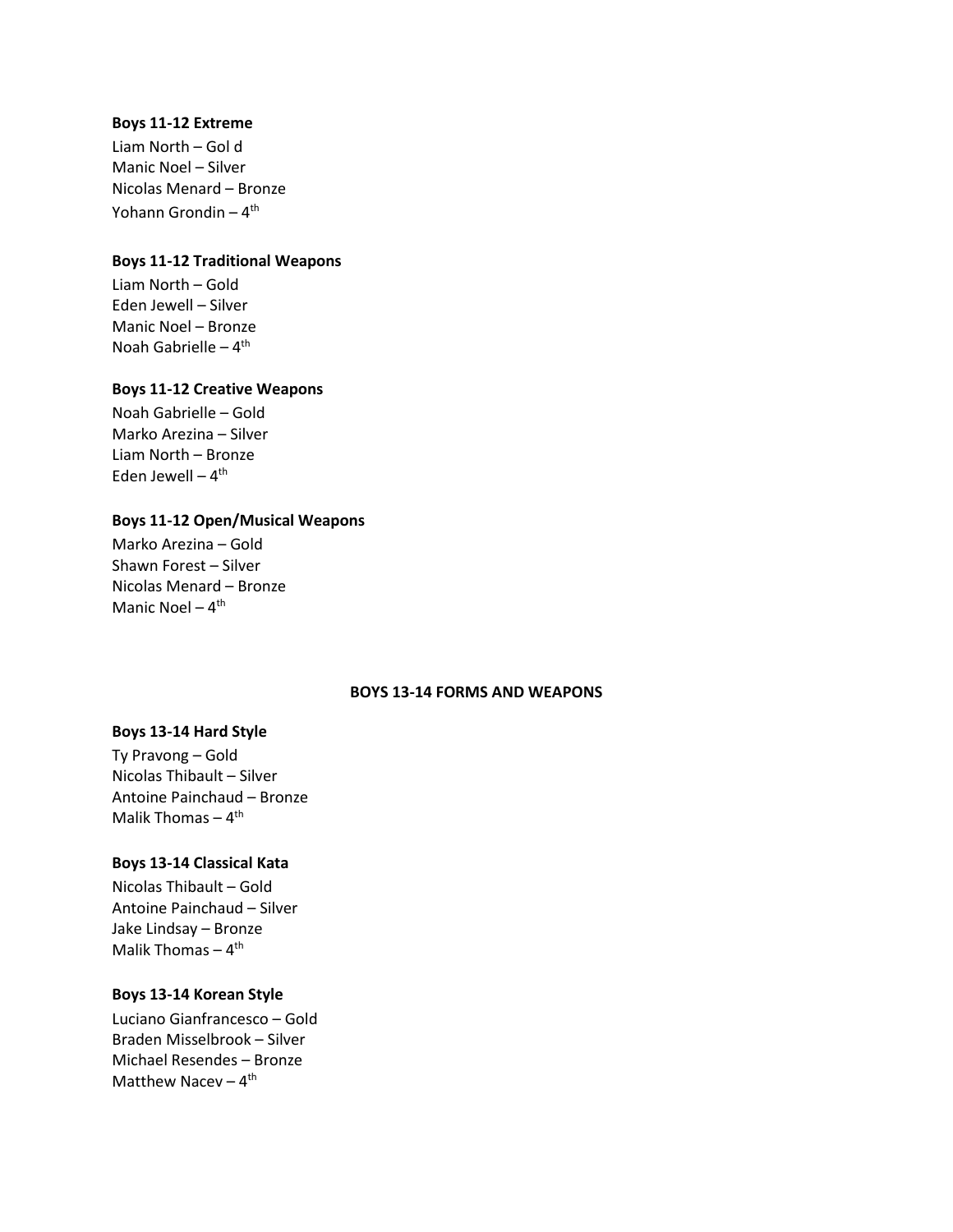**Boys 11-12 Extreme**

Liam North – Gol d
Manic Noel – Silver
Nicolas Menard – Bronze
Yohann Grondin – 4th

**Boys 11-12 Traditional Weapons**

Liam North – Gold
Eden Jewell – Silver
Manic Noel – Bronze
Noah Gabrielle – 4th

**Boys 11-12 Creative Weapons**

Noah Gabrielle – Gold
Marko Arezina – Silver
Liam North – Bronze
Eden Jewell – 4th

**Boys 11-12 Open/Musical Weapons**

Marko Arezina – Gold
Shawn Forest – Silver
Nicolas Menard – Bronze
Manic Noel – 4th

## BOYS 13-14 FORMS AND WEAPONS

**Boys 13-14 Hard Style**

Ty Pravong – Gold
Nicolas Thibault – Silver
Antoine Painchaud – Bronze
Malik Thomas – 4th

**Boys 13-14 Classical Kata**

Nicolas Thibault – Gold
Antoine Painchaud – Silver
Jake Lindsay – Bronze
Malik Thomas – 4th

**Boys 13-14 Korean Style**

Luciano Gianfrancesco – Gold
Braden Misselbrook – Silver
Michael Resendes – Bronze
Matthew Nacev – 4th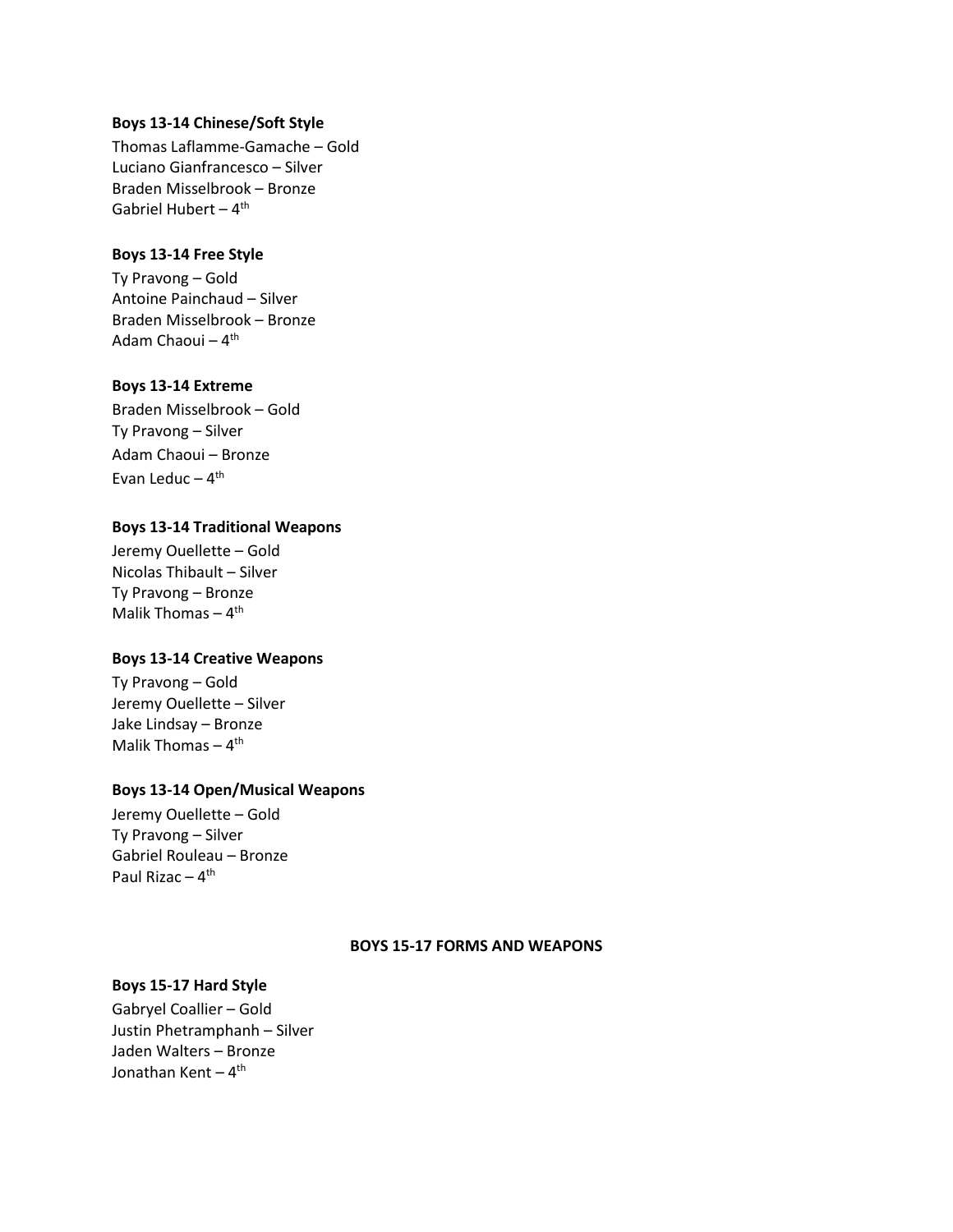**Boys 13-14 Chinese/Soft Style**

Thomas Laflamme-Gamache – Gold
Luciano Gianfrancesco – Silver
Braden Misselbrook – Bronze
Gabriel Hubert – 4th

**Boys 13-14 Free Style**

Ty Pravong – Gold
Antoine Painchaud – Silver
Braden Misselbrook – Bronze
Adam Chaoui – 4th

**Boys 13-14 Extreme**

Braden Misselbrook – Gold
Ty Pravong – Silver
Adam Chaoui – Bronze
Evan Leduc – 4th

**Boys 13-14 Traditional Weapons**

Jeremy Ouellette – Gold
Nicolas Thibault – Silver
Ty Pravong – Bronze
Malik Thomas – 4th

**Boys 13-14 Creative Weapons**

Ty Pravong – Gold
Jeremy Ouellette – Silver
Jake Lindsay – Bronze
Malik Thomas – 4th

**Boys 13-14 Open/Musical Weapons**

Jeremy Ouellette – Gold
Ty Pravong – Silver
Gabriel Rouleau – Bronze
Paul Rizac – 4th

## BOYS 15-17 FORMS AND WEAPONS

**Boys 15-17 Hard Style**

Gabryel Coallier – Gold
Justin Phetramphanh – Silver
Jaden Walters – Bronze
Jonathan Kent – 4th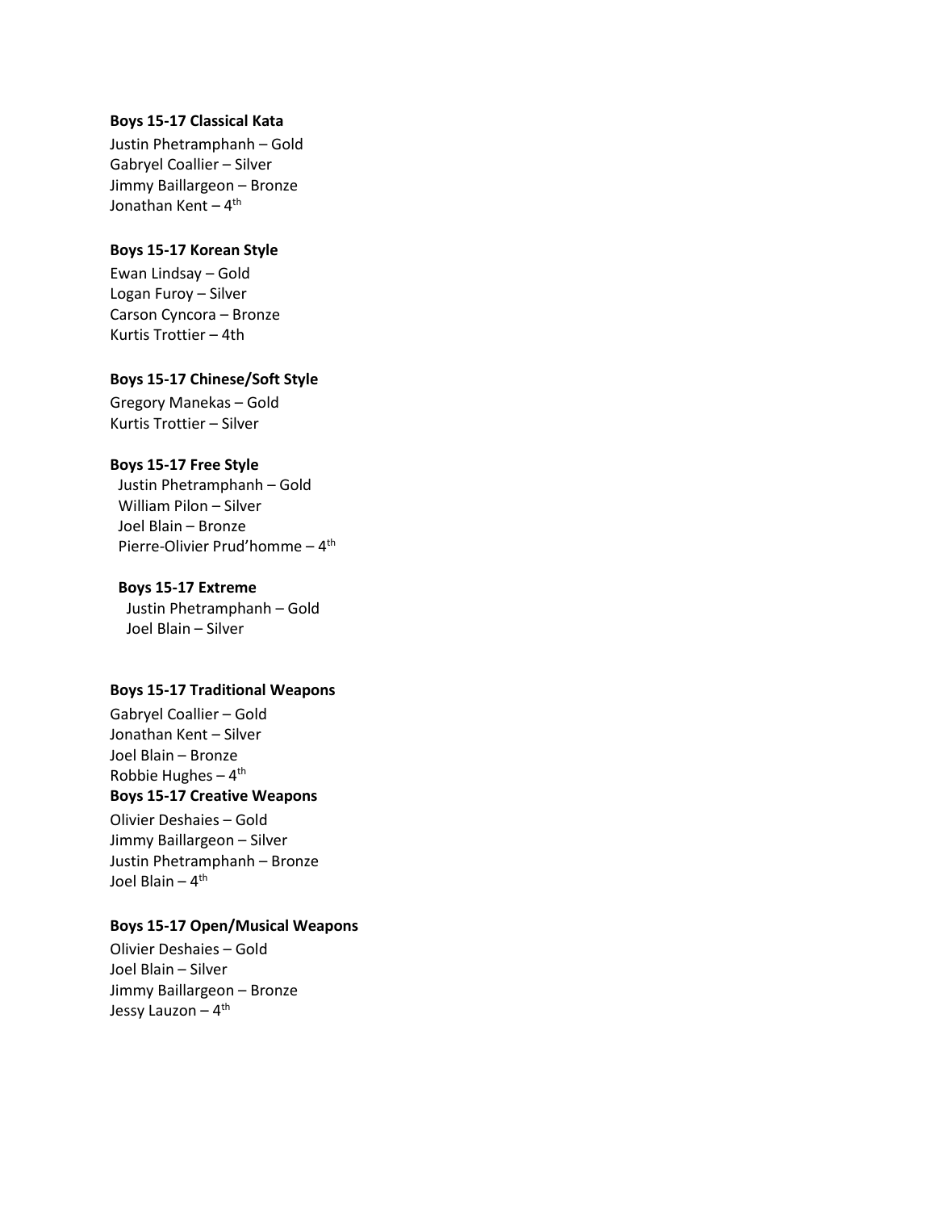**Boys 15-17 Classical Kata**

Justin Phetramphanh – Gold
Gabryel Coallier – Silver
Jimmy Baillargeon – Bronze
Jonathan Kent – 4th

**Boys 15-17 Korean Style**

Ewan Lindsay – Gold
Logan Furoy – Silver
Carson Cyncora – Bronze
Kurtis Trottier – 4th

**Boys 15-17 Chinese/Soft Style**

Gregory Manekas – Gold
Kurtis Trottier – Silver

**Boys 15-17 Free Style**

Justin Phetramphanh – Gold
William Pilon – Silver
Joel Blain – Bronze
Pierre-Olivier Prud'homme – 4th

**Boys 15-17 Extreme**

Justin Phetramphanh – Gold
Joel Blain – Silver

**Boys 15-17 Traditional Weapons**

Gabryel Coallier – Gold
Jonathan Kent – Silver
Joel Blain – Bronze
Robbie Hughes – 4th

**Boys 15-17 Creative Weapons**

Olivier Deshaies – Gold
Jimmy Baillargeon – Silver
Justin Phetramphanh – Bronze
Joel Blain – 4th

**Boys 15-17 Open/Musical Weapons**

Olivier Deshaies – Gold
Joel Blain – Silver
Jimmy Baillargeon – Bronze
Jessy Lauzon – 4th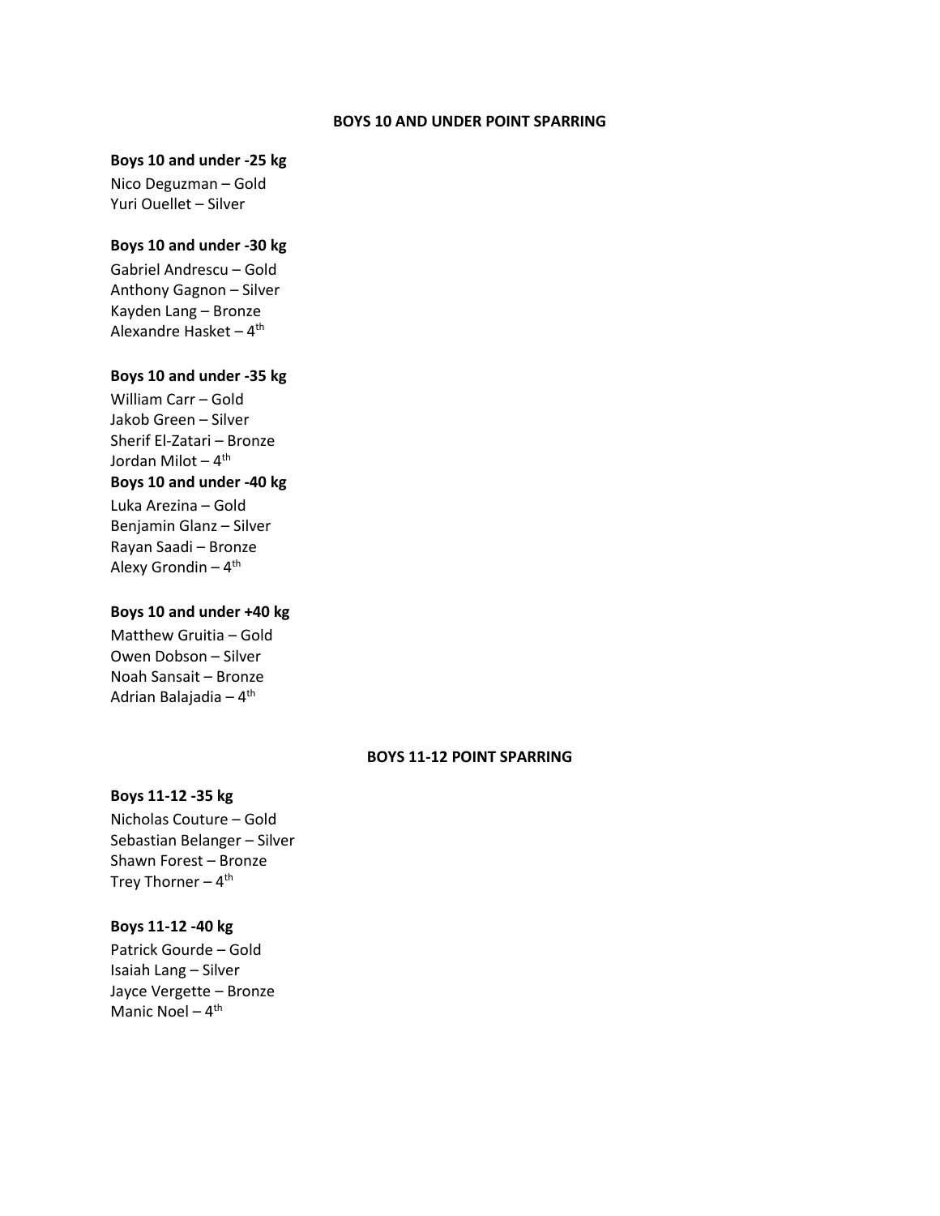## BOYS 10 AND UNDER POINT SPARRING

**Boys 10 and under -25 kg**

Nico Deguzman – Gold
Yuri Ouellet – Silver

**Boys 10 and under -30 kg**

Gabriel Andrescu – Gold
Anthony Gagnon – Silver
Kayden Lang – Bronze
Alexandre Hasket – 4th

**Boys 10 and under -35 kg**

William Carr – Gold
Jakob Green – Silver
Sherif El-Zatari – Bronze
Jordan Milot – 4th

**Boys 10 and under -40 kg**

Luka Arezina – Gold
Benjamin Glanz – Silver
Rayan Saadi – Bronze
Alexy Grondin – 4th

**Boys 10 and under +40 kg**

Matthew Gruitia – Gold
Owen Dobson – Silver
Noah Sansait – Bronze
Adrian Balajadia – 4th

## BOYS 11-12 POINT SPARRING

**Boys 11-12 -35 kg**

Nicholas Couture – Gold
Sebastian Belanger – Silver
Shawn Forest – Bronze
Trey Thorner – 4th

**Boys 11-12 -40 kg**

Patrick Gourde – Gold
Isaiah Lang – Silver
Jayce Vergette – Bronze
Manic Noel – 4th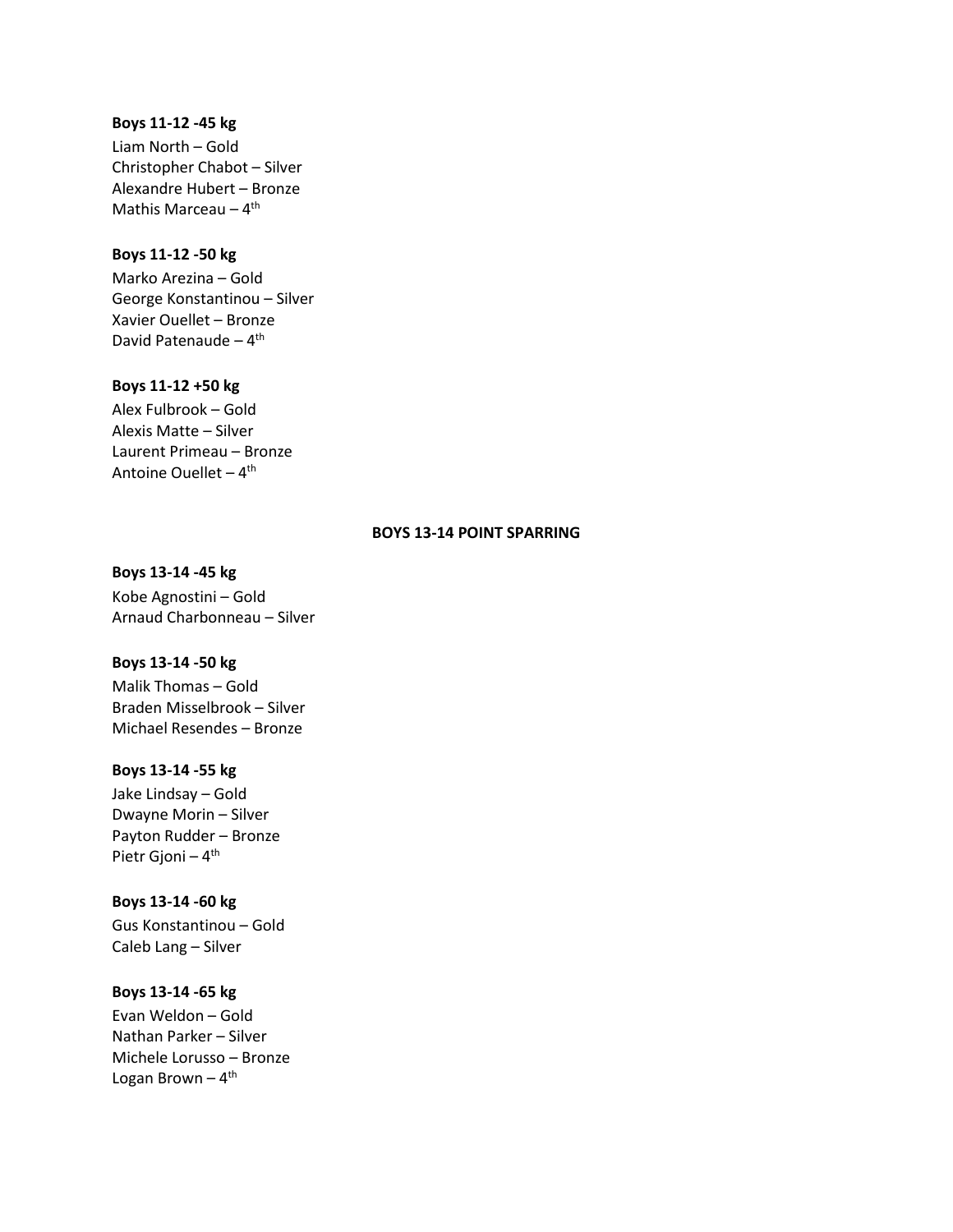**Boys 11-12 -45 kg**

Liam North – Gold
Christopher Chabot – Silver
Alexandre Hubert – Bronze
Mathis Marceau – 4th

**Boys 11-12 -50 kg**

Marko Arezina – Gold
George Konstantinou – Silver
Xavier Ouellet – Bronze
David Patenaude – 4th

**Boys 11-12 +50 kg**

Alex Fulbrook – Gold
Alexis Matte – Silver
Laurent Primeau – Bronze
Antoine Ouellet – 4th

## BOYS 13-14 POINT SPARRING

**Boys 13-14 -45 kg**

Kobe Agnostini – Gold
Arnaud Charbonneau – Silver

**Boys 13-14 -50 kg**

Malik Thomas – Gold
Braden Misselbrook – Silver
Michael Resendes – Bronze

**Boys 13-14 -55 kg**

Jake Lindsay – Gold
Dwayne Morin – Silver
Payton Rudder – Bronze
Pietr Gjoni – 4th

**Boys 13-14 -60 kg**

Gus Konstantinou – Gold
Caleb Lang – Silver

**Boys 13-14 -65 kg**

Evan Weldon – Gold
Nathan Parker – Silver
Michele Lorusso – Bronze
Logan Brown – 4th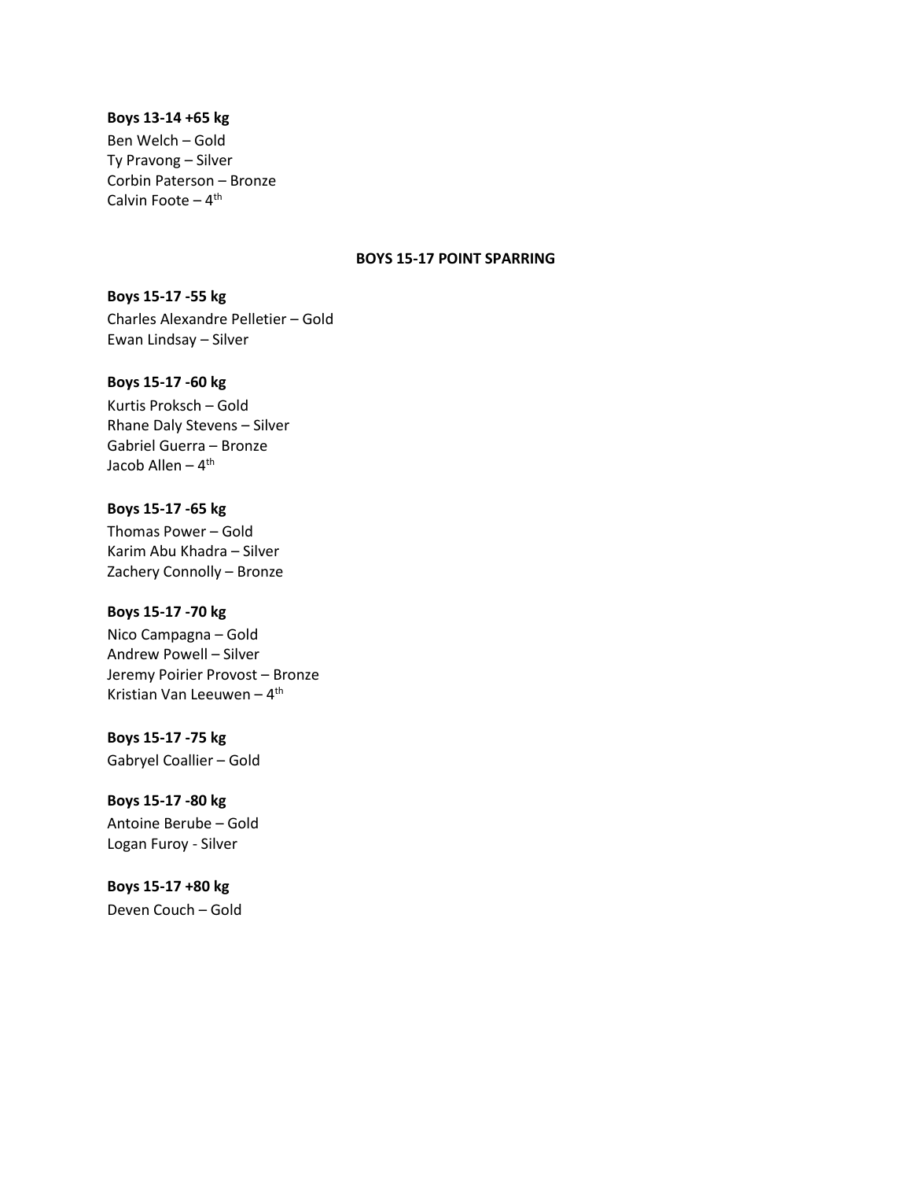**Boys 13-14 +65 kg**

Ben Welch – Gold
Ty Pravong – Silver
Corbin Paterson – Bronze
Calvin Foote – 4th

## BOYS 15-17 POINT SPARRING

**Boys 15-17 -55 kg**

Charles Alexandre Pelletier – Gold
Ewan Lindsay – Silver

**Boys 15-17 -60 kg**

Kurtis Proksch – Gold
Rhane Daly Stevens – Silver
Gabriel Guerra – Bronze
Jacob Allen – 4th

**Boys 15-17 -65 kg**

Thomas Power – Gold
Karim Abu Khadra – Silver
Zachery Connolly – Bronze

**Boys 15-17 -70 kg**

Nico Campagna – Gold
Andrew Powell – Silver
Jeremy Poirier Provost – Bronze
Kristian Van Leeuwen – 4th

**Boys 15-17 -75 kg**

Gabryel Coallier – Gold

**Boys 15-17 -80 kg**

Antoine Berube – Gold
Logan Furoy - Silver

**Boys 15-17 +80 kg**

Deven Couch – Gold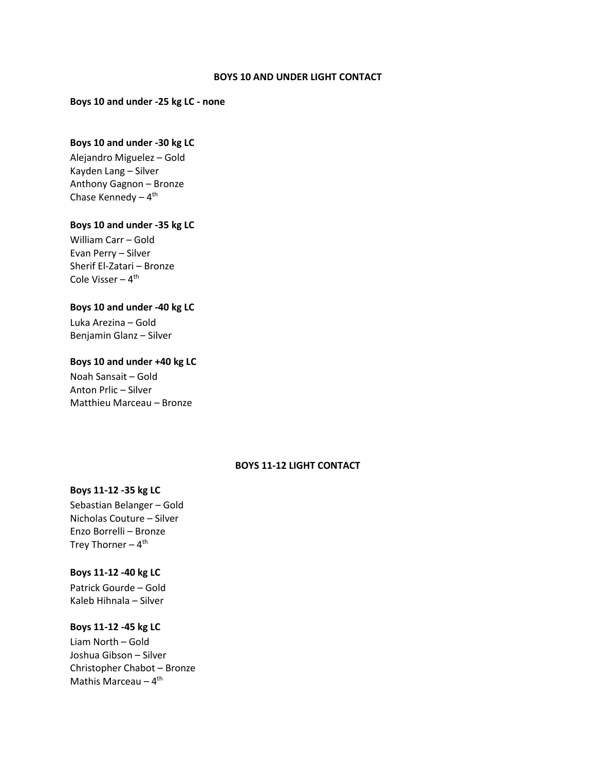## BOYS 10 AND UNDER LIGHT CONTACT

**Boys 10 and under -25 kg LC - none**

**Boys 10 and under -30 kg LC**
Alejandro Miguelez – Gold
Kayden Lang – Silver
Anthony Gagnon – Bronze
Chase Kennedy – 4th

**Boys 10 and under -35 kg LC**
William Carr – Gold
Evan Perry – Silver
Sherif El-Zatari – Bronze
Cole Visser – 4th

**Boys 10 and under -40 kg LC**
Luka Arezina – Gold
Benjamin Glanz – Silver

**Boys 10 and under +40 kg LC**
Noah Sansait – Gold
Anton Prlic – Silver
Matthieu Marceau – Bronze

## BOYS 11-12 LIGHT CONTACT

**Boys 11-12 -35 kg LC**
Sebastian Belanger – Gold
Nicholas Couture – Silver
Enzo Borrelli – Bronze
Trey Thorner – 4th

**Boys 11-12 -40 kg LC**
Patrick Gourde – Gold
Kaleb Hihnala – Silver

**Boys 11-12 -45 kg LC**
Liam North – Gold
Joshua Gibson – Silver
Christopher Chabot – Bronze
Mathis Marceau – 4th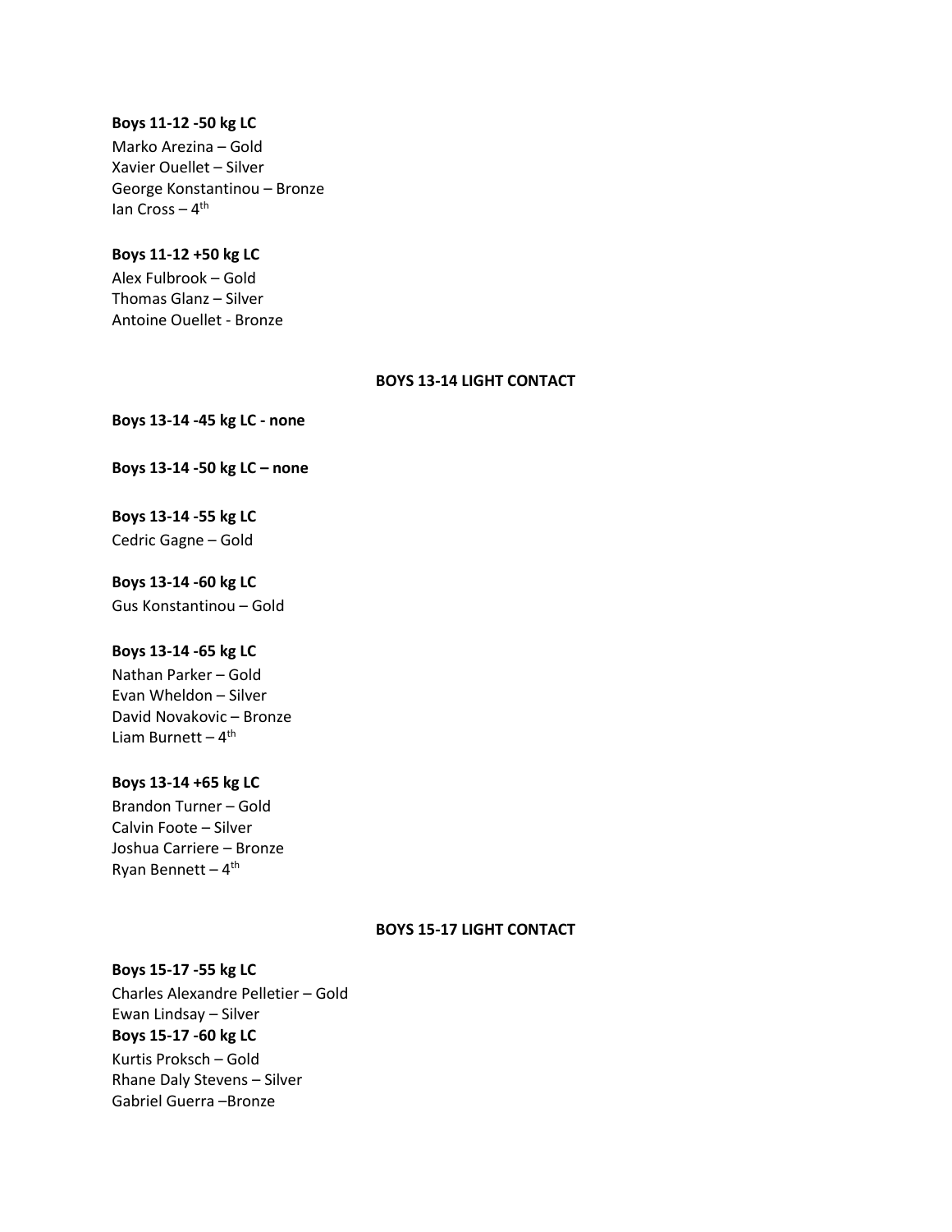**Boys 11-12 -50 kg LC**

Marko Arezina – Gold
Xavier Ouellet – Silver
George Konstantinou – Bronze
Ian Cross – 4th

**Boys 11-12 +50 kg LC**

Alex Fulbrook – Gold
Thomas Glanz – Silver
Antoine Ouellet - Bronze

## BOYS 13-14 LIGHT CONTACT

**Boys 13-14 -45 kg LC - none**

**Boys 13-14 -50 kg LC – none**

**Boys 13-14 -55 kg LC**

Cedric Gagne – Gold

**Boys 13-14 -60 kg LC**

Gus Konstantinou – Gold

**Boys 13-14 -65 kg LC**

Nathan Parker – Gold
Evan Wheldon – Silver
David Novakovic – Bronze
Liam Burnett – 4th

**Boys 13-14 +65 kg LC**

Brandon Turner – Gold
Calvin Foote – Silver
Joshua Carriere – Bronze
Ryan Bennett – 4th

## BOYS 15-17 LIGHT CONTACT

**Boys 15-17 -55 kg LC**

Charles Alexandre Pelletier – Gold
Ewan Lindsay – Silver

**Boys 15-17 -60 kg LC**

Kurtis Proksch – Gold
Rhane Daly Stevens – Silver
Gabriel Guerra –Bronze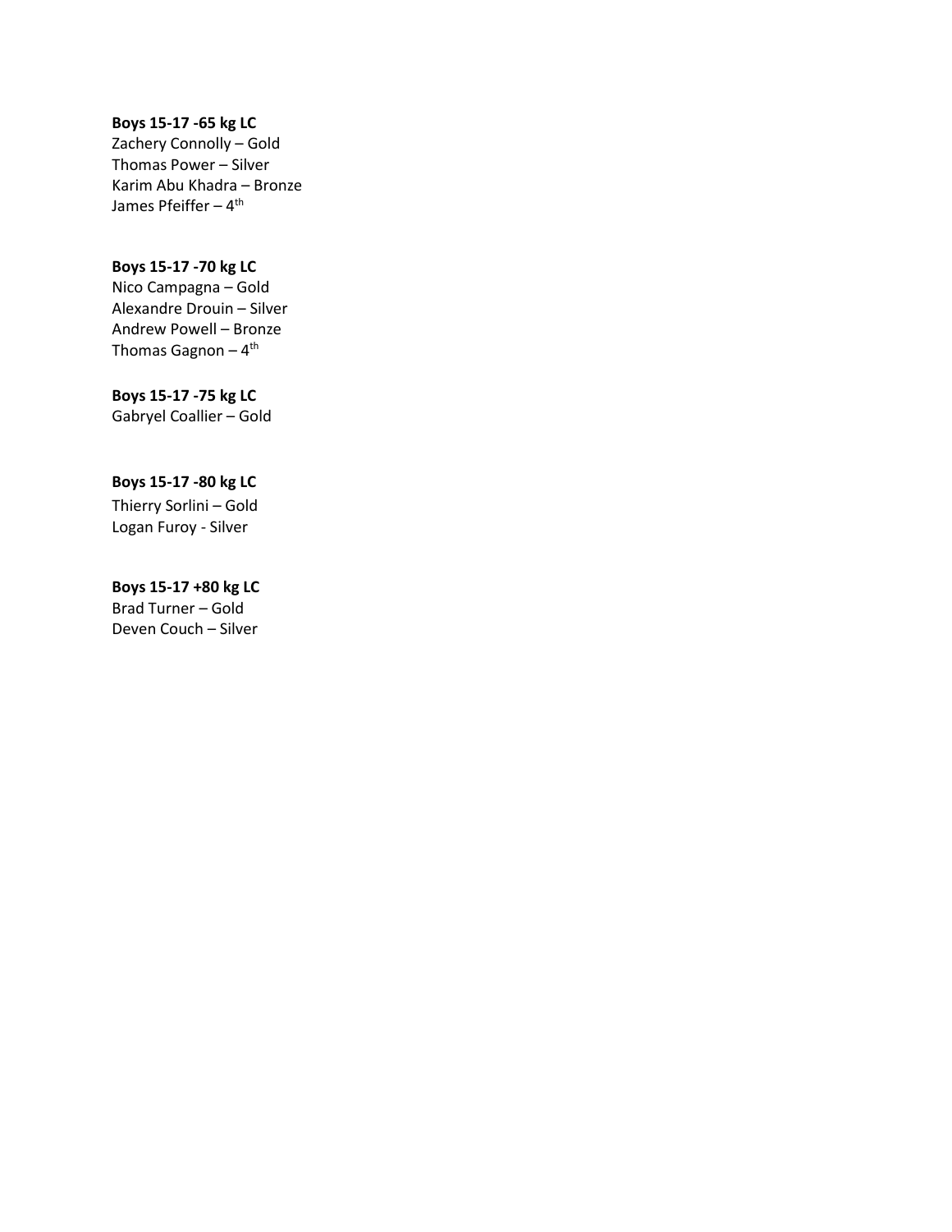**Boys 15-17 -65 kg LC**
Zachery Connolly – Gold
Thomas Power – Silver
Karim Abu Khadra – Bronze
James Pfeiffer – 4th

**Boys 15-17 -70 kg LC**
Nico Campagna – Gold
Alexandre Drouin – Silver
Andrew Powell – Bronze
Thomas Gagnon – 4th

**Boys 15-17 -75 kg LC**
Gabryel Coallier – Gold

**Boys 15-17 -80 kg LC**
Thierry Sorlini – Gold
Logan Furoy - Silver

**Boys 15-17 +80 kg LC**
Brad Turner – Gold
Deven Couch – Silver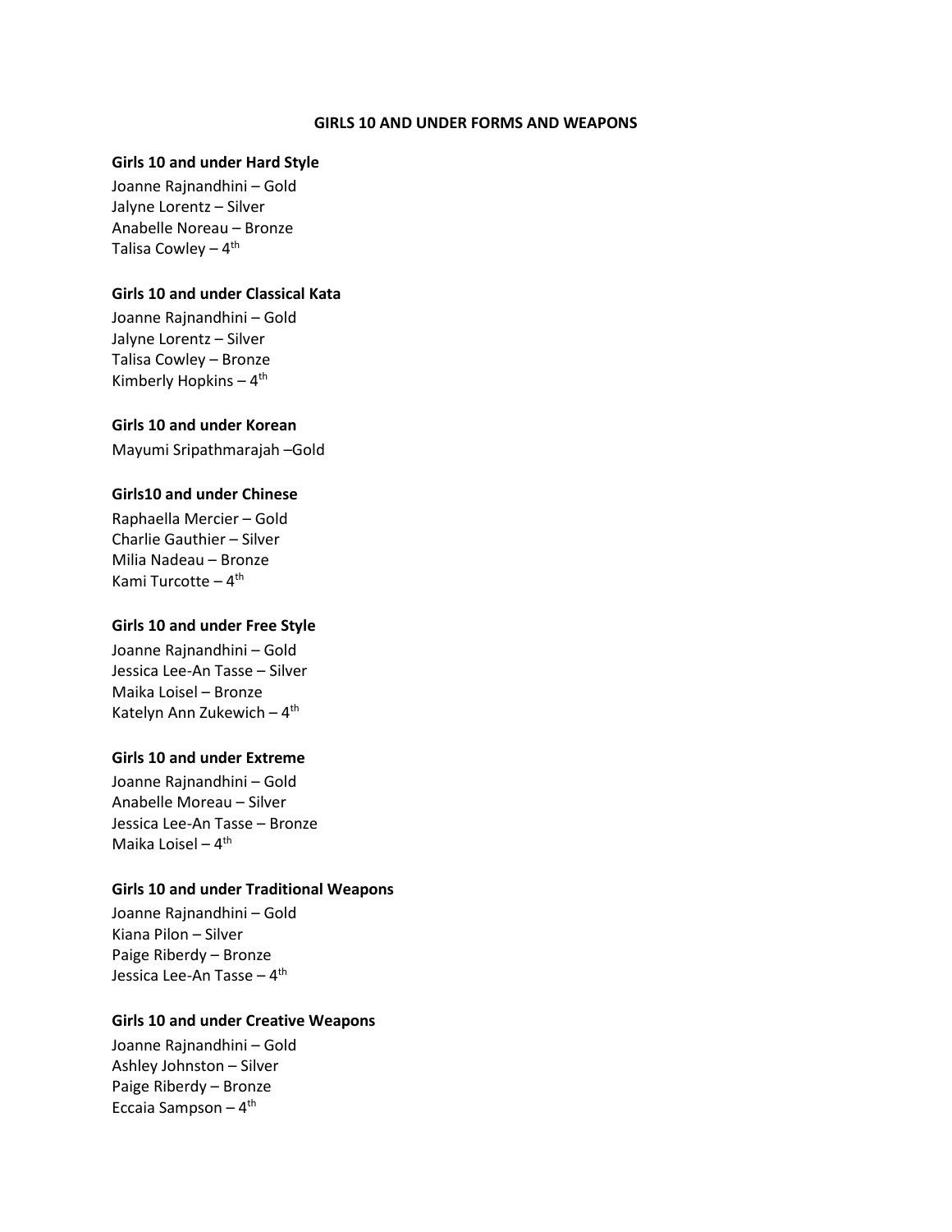## GIRLS 10 AND UNDER FORMS AND WEAPONS

**Girls 10 and under Hard Style**

Joanne Rajnandhini – Gold
Jalyne Lorentz – Silver
Anabelle Noreau – Bronze
Talisa Cowley – 4th

**Girls 10 and under Classical Kata**

Joanne Rajnandhini – Gold
Jalyne Lorentz – Silver
Talisa Cowley – Bronze
Kimberly Hopkins – 4th

**Girls 10 and under Korean**

Mayumi Sripathmarajah –Gold

**Girls10 and under Chinese**

Raphaella Mercier – Gold
Charlie Gauthier – Silver
Milia Nadeau – Bronze
Kami Turcotte – 4th

**Girls 10 and under Free Style**

Joanne Rajnandhini – Gold
Jessica Lee-An Tasse – Silver
Maika Loisel – Bronze
Katelyn Ann Zukewich – 4th

**Girls 10 and under Extreme**

Joanne Rajnandhini – Gold
Anabelle Moreau – Silver
Jessica Lee-An Tasse – Bronze
Maika Loisel – 4th

**Girls 10 and under Traditional Weapons**

Joanne Rajnandhini – Gold
Kiana Pilon – Silver
Paige Riberdy – Bronze
Jessica Lee-An Tasse – 4th

**Girls 10 and under Creative Weapons**

Joanne Rajnandhini – Gold
Ashley Johnston – Silver
Paige Riberdy – Bronze
Eccaia Sampson – 4th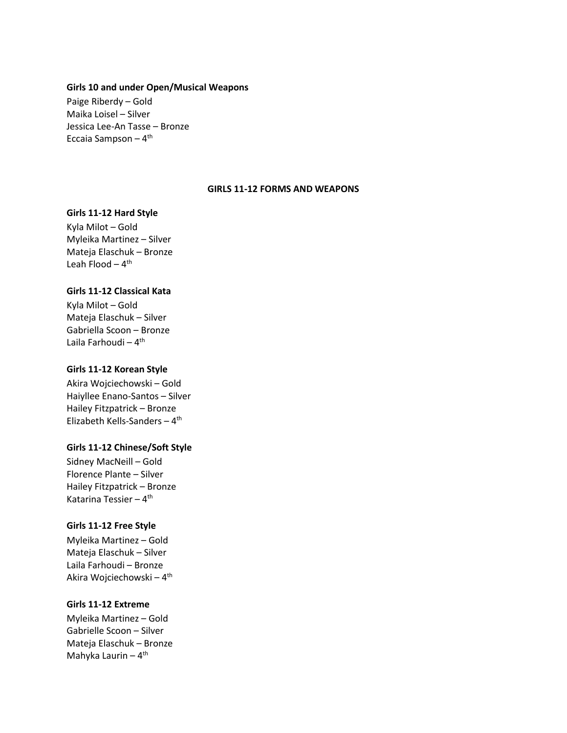**Girls 10 and under Open/Musical Weapons**

Paige Riberdy – Gold
Maika Loisel – Silver
Jessica Lee-An Tasse – Bronze
Eccaia Sampson – 4th

## GIRLS 11-12 FORMS AND WEAPONS

**Girls 11-12 Hard Style**

Kyla Milot – Gold
Myleika Martinez – Silver
Mateja Elaschuk – Bronze
Leah Flood – 4th

**Girls 11-12 Classical Kata**

Kyla Milot – Gold
Mateja Elaschuk – Silver
Gabriella Scoon – Bronze
Laila Farhoudi – 4th

**Girls 11-12 Korean Style**

Akira Wojciechowski – Gold
Haiyllee Enano-Santos – Silver
Hailey Fitzpatrick – Bronze
Elizabeth Kells-Sanders – 4th

**Girls 11-12 Chinese/Soft Style**

Sidney MacNeill – Gold
Florence Plante – Silver
Hailey Fitzpatrick – Bronze
Katarina Tessier – 4th

**Girls 11-12 Free Style**

Myleika Martinez – Gold
Mateja Elaschuk – Silver
Laila Farhoudi – Bronze
Akira Wojciechowski – 4th

**Girls 11-12 Extreme**

Myleika Martinez – Gold
Gabrielle Scoon – Silver
Mateja Elaschuk – Bronze
Mahyka Laurin – 4th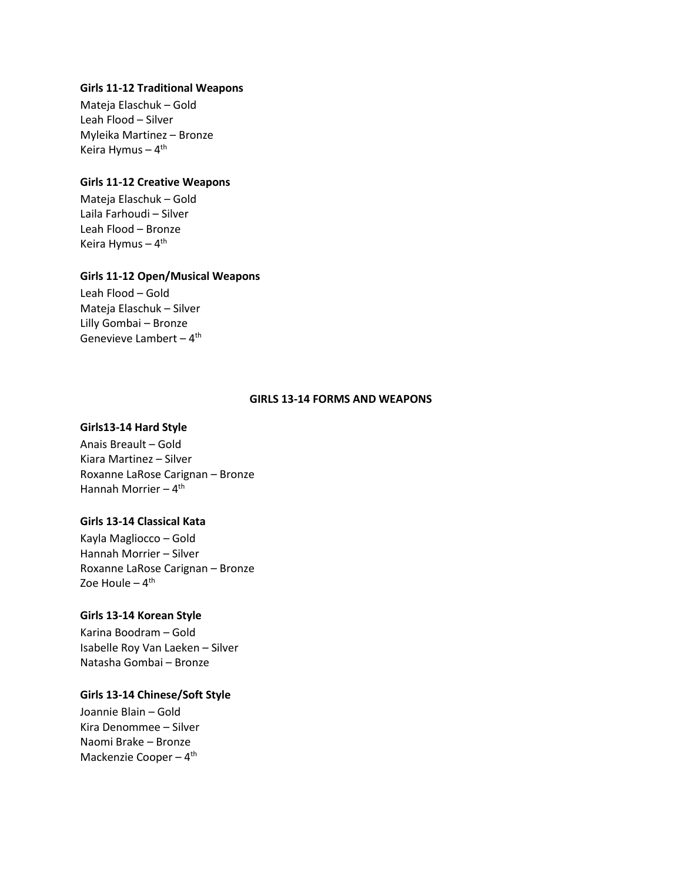**Girls 11-12 Traditional Weapons**

Mateja Elaschuk – Gold
Leah Flood – Silver
Myleika Martinez – Bronze
Keira Hymus – 4th

**Girls 11-12 Creative Weapons**

Mateja Elaschuk – Gold
Laila Farhoudi – Silver
Leah Flood – Bronze
Keira Hymus – 4th

**Girls 11-12 Open/Musical Weapons**

Leah Flood – Gold
Mateja Elaschuk – Silver
Lilly Gombai – Bronze
Genevieve Lambert – 4th

## GIRLS 13-14 FORMS AND WEAPONS

**Girls13-14 Hard Style**

Anais Breault – Gold
Kiara Martinez – Silver
Roxanne LaRose Carignan – Bronze
Hannah Morrier – 4th

**Girls 13-14 Classical Kata**

Kayla Magliocco – Gold
Hannah Morrier – Silver
Roxanne LaRose Carignan – Bronze
Zoe Houle – 4th

**Girls 13-14 Korean Style**

Karina Boodram – Gold
Isabelle Roy Van Laeken – Silver
Natasha Gombai – Bronze

**Girls 13-14 Chinese/Soft Style**

Joannie Blain – Gold
Kira Denommee – Silver
Naomi Brake – Bronze
Mackenzie Cooper – 4th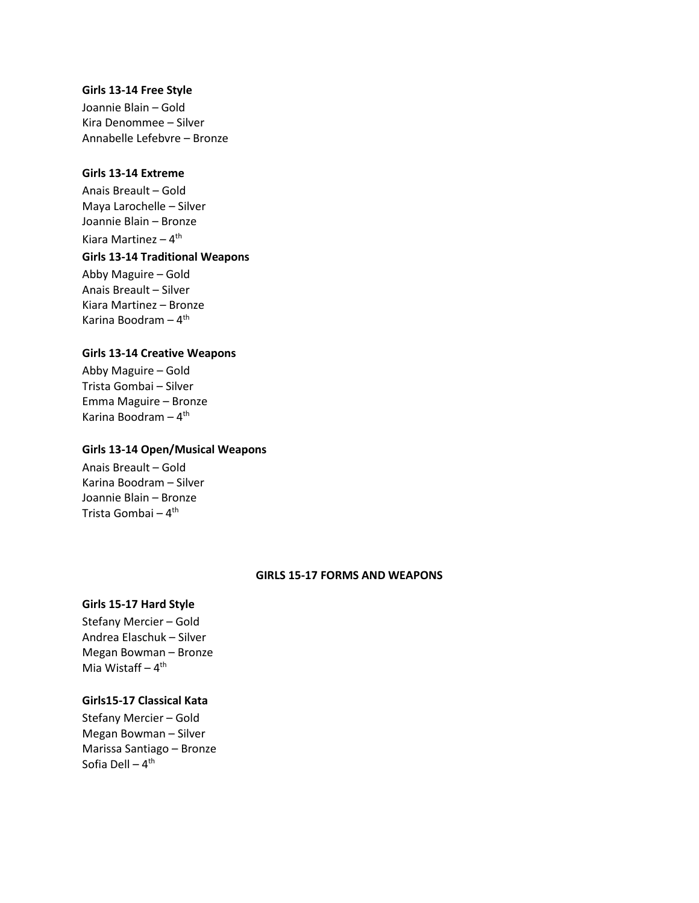**Girls 13-14 Free Style**

Joannie Blain – Gold
Kira Denommee – Silver
Annabelle Lefebvre – Bronze

**Girls 13-14 Extreme**

Anais Breault – Gold
Maya Larochelle – Silver
Joannie Blain – Bronze
Kiara Martinez – 4th

**Girls 13-14 Traditional Weapons**

Abby Maguire – Gold
Anais Breault – Silver
Kiara Martinez – Bronze
Karina Boodram – 4th

**Girls 13-14 Creative Weapons**

Abby Maguire – Gold
Trista Gombai – Silver
Emma Maguire – Bronze
Karina Boodram – 4th

**Girls 13-14 Open/Musical Weapons**

Anais Breault – Gold
Karina Boodram – Silver
Joannie Blain – Bronze
Trista Gombai – 4th

## GIRLS 15-17 FORMS AND WEAPONS

**Girls 15-17 Hard Style**

Stefany Mercier – Gold
Andrea Elaschuk – Silver
Megan Bowman – Bronze
Mia Wistaff – 4th

**Girls15-17 Classical Kata**

Stefany Mercier – Gold
Megan Bowman – Silver
Marissa Santiago – Bronze
Sofia Dell – 4th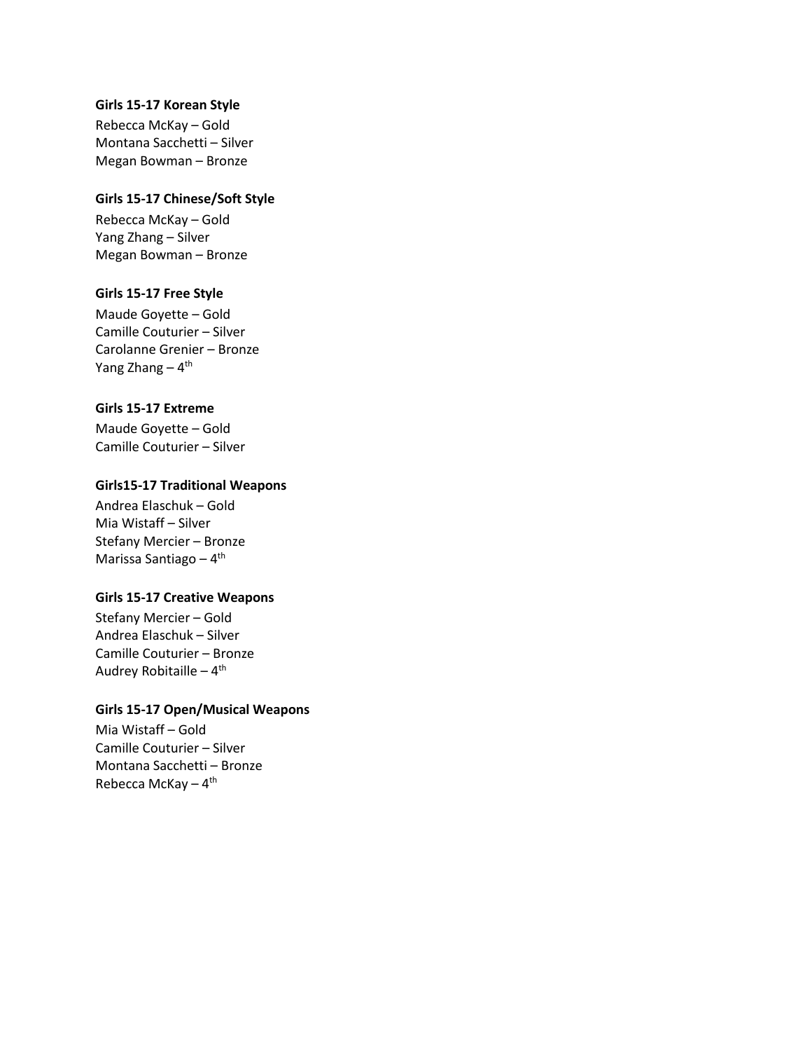**Girls 15-17 Korean Style**

Rebecca McKay – Gold
Montana Sacchetti – Silver
Megan Bowman – Bronze

**Girls 15-17 Chinese/Soft Style**

Rebecca McKay – Gold
Yang Zhang – Silver
Megan Bowman – Bronze

**Girls 15-17 Free Style**

Maude Goyette – Gold
Camille Couturier – Silver
Carolanne Grenier – Bronze
Yang Zhang – 4th

**Girls 15-17 Extreme**

Maude Goyette – Gold
Camille Couturier – Silver

**Girls15-17 Traditional Weapons**

Andrea Elaschuk – Gold
Mia Wistaff – Silver
Stefany Mercier – Bronze
Marissa Santiago – 4th

**Girls 15-17 Creative Weapons**

Stefany Mercier – Gold
Andrea Elaschuk – Silver
Camille Couturier – Bronze
Audrey Robitaille – 4th

**Girls 15-17 Open/Musical Weapons**

Mia Wistaff – Gold
Camille Couturier – Silver
Montana Sacchetti – Bronze
Rebecca McKay – 4th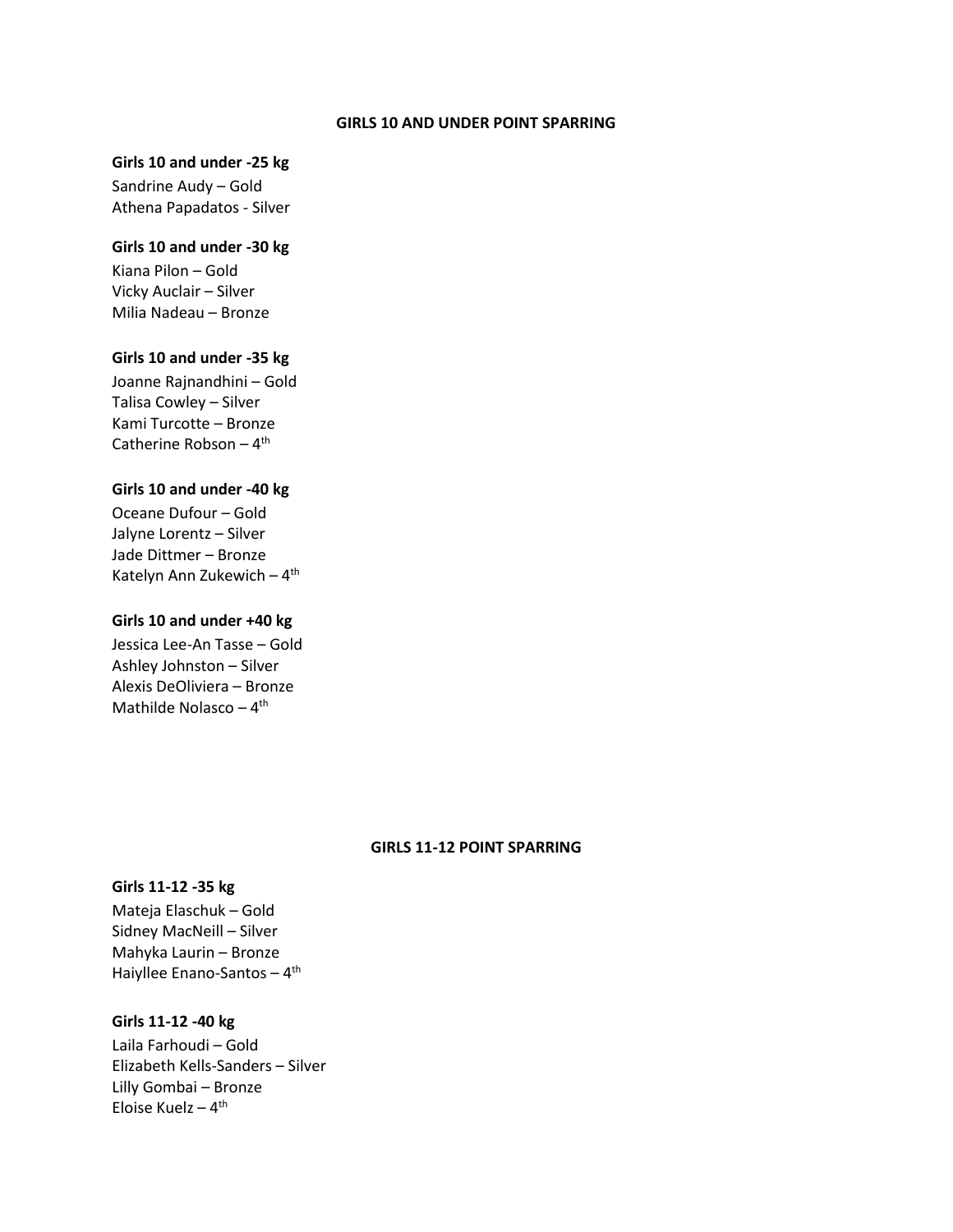## GIRLS 10 AND UNDER POINT SPARRING

**Girls 10 and under -25 kg**

Sandrine Audy – Gold
Athena Papadatos - Silver

**Girls 10 and under -30 kg**

Kiana Pilon – Gold
Vicky Auclair – Silver
Milia Nadeau – Bronze

**Girls 10 and under -35 kg**

Joanne Rajnandhini – Gold
Talisa Cowley – Silver
Kami Turcotte – Bronze
Catherine Robson – 4th

**Girls 10 and under -40 kg**

Oceane Dufour – Gold
Jalyne Lorentz – Silver
Jade Dittmer – Bronze
Katelyn Ann Zukewich – 4th

**Girls 10 and under +40 kg**

Jessica Lee-An Tasse – Gold
Ashley Johnston – Silver
Alexis DeOliviera – Bronze
Mathilde Nolasco – 4th

## GIRLS 11-12 POINT SPARRING

**Girls 11-12 -35 kg**

Mateja Elaschuk – Gold
Sidney MacNeill – Silver
Mahyka Laurin – Bronze
Haiyllee Enano-Santos – 4th

**Girls 11-12 -40 kg**

Laila Farhoudi – Gold
Elizabeth Kells-Sanders – Silver
Lilly Gombai – Bronze
Eloise Kuelz – 4th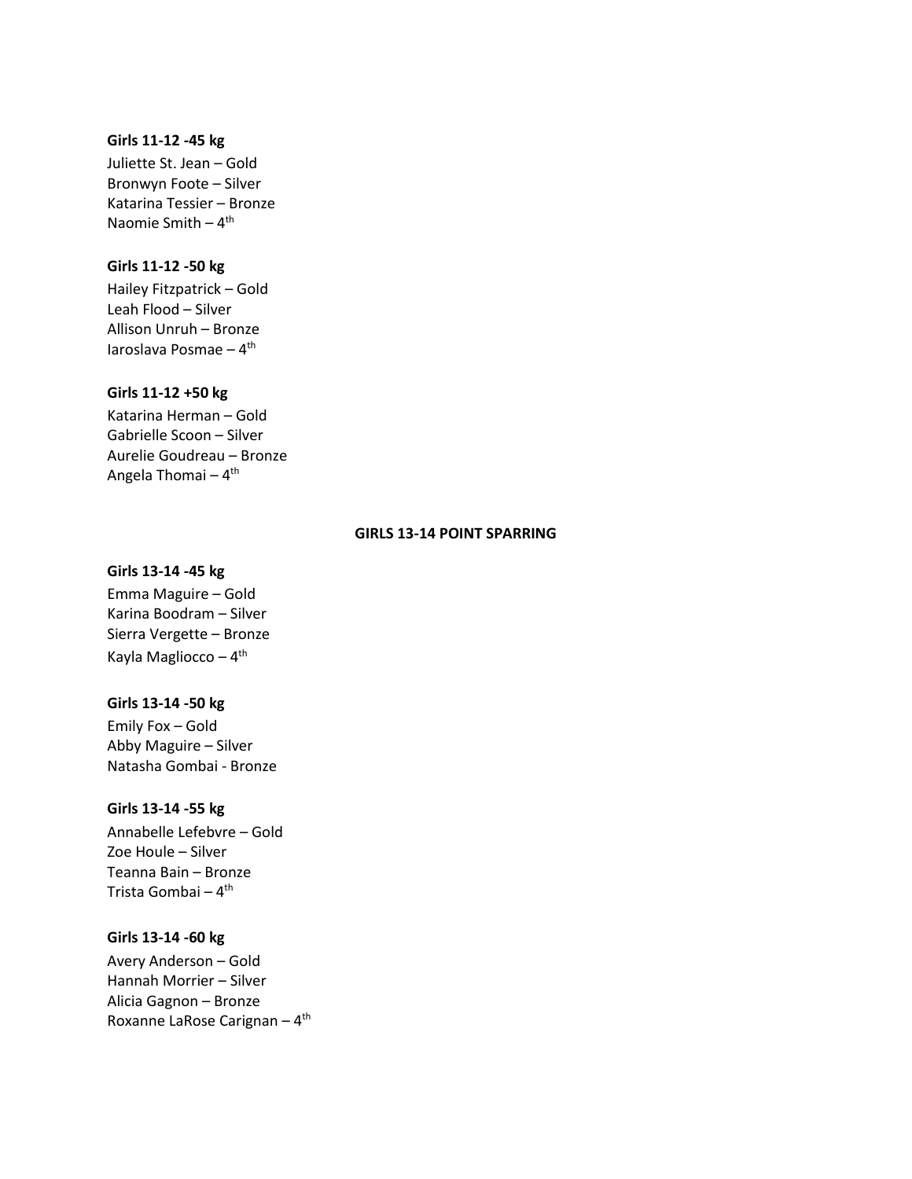**Girls 11-12 -45 kg**

Juliette St. Jean – Gold
Bronwyn Foote – Silver
Katarina Tessier – Bronze
Naomie Smith – 4th

**Girls 11-12 -50 kg**

Hailey Fitzpatrick – Gold
Leah Flood – Silver
Allison Unruh – Bronze
Iaroslava Posmae – 4th

**Girls 11-12 +50 kg**

Katarina Herman – Gold
Gabrielle Scoon – Silver
Aurelie Goudreau – Bronze
Angela Thomai – 4th

## GIRLS 13-14 POINT SPARRING

**Girls 13-14 -45 kg**

Emma Maguire – Gold
Karina Boodram – Silver
Sierra Vergette – Bronze
Kayla Magliocco – 4th

**Girls 13-14 -50 kg**

Emily Fox – Gold
Abby Maguire – Silver
Natasha Gombai - Bronze

**Girls 13-14 -55 kg**

Annabelle Lefebvre – Gold
Zoe Houle – Silver
Teanna Bain – Bronze
Trista Gombai – 4th

**Girls 13-14 -60 kg**

Avery Anderson – Gold
Hannah Morrier – Silver
Alicia Gagnon – Bronze
Roxanne LaRose Carignan – 4th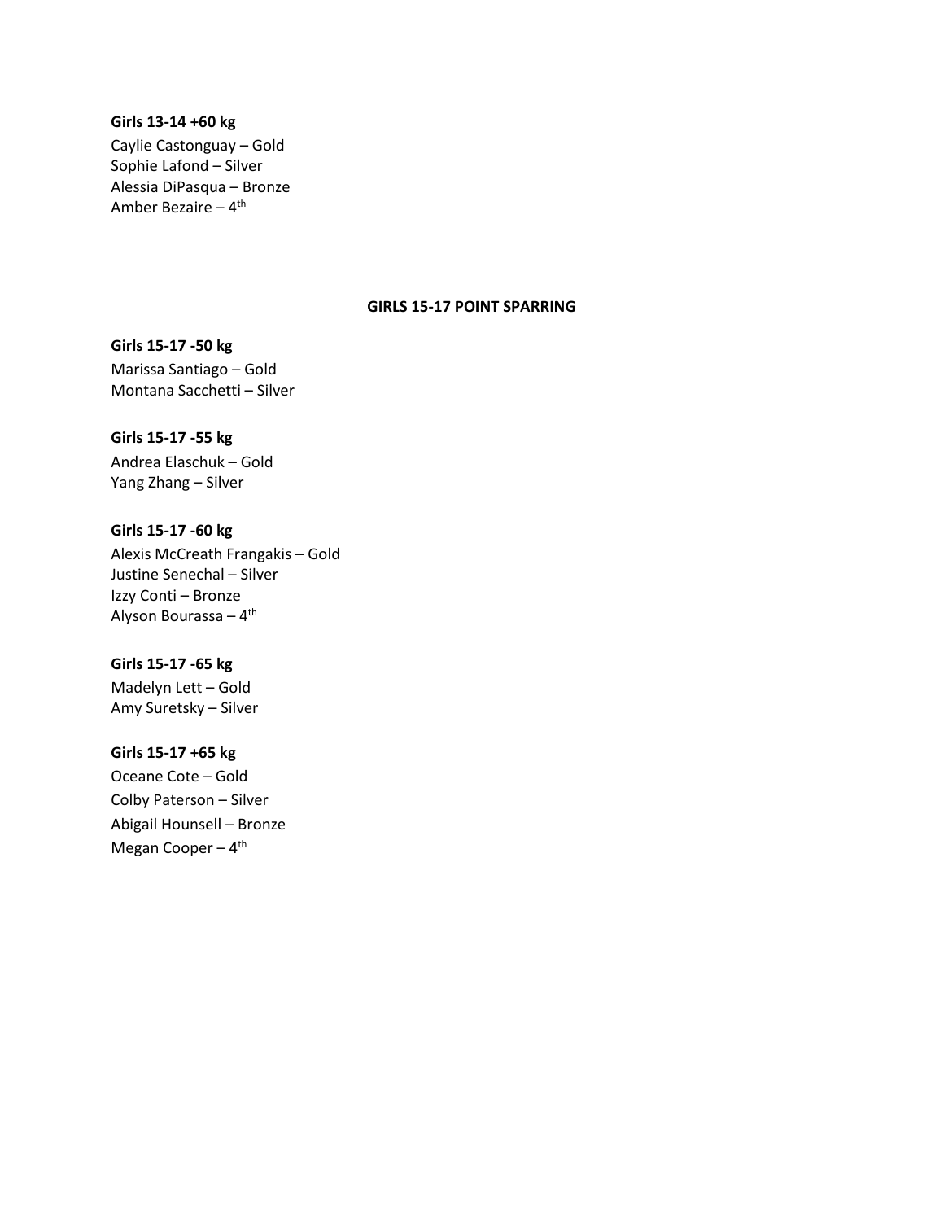**Girls 13-14 +60 kg**

Caylie Castonguay – Gold
Sophie Lafond – Silver
Alessia DiPasqua – Bronze
Amber Bezaire – 4th

## GIRLS 15-17 POINT SPARRING

**Girls 15-17 -50 kg**

Marissa Santiago – Gold
Montana Sacchetti – Silver

**Girls 15-17 -55 kg**

Andrea Elaschuk – Gold
Yang Zhang – Silver

**Girls 15-17 -60 kg**

Alexis McCreath Frangakis – Gold
Justine Senechal – Silver
Izzy Conti – Bronze
Alyson Bourassa – 4th

**Girls 15-17 -65 kg**

Madelyn Lett – Gold
Amy Suretsky – Silver

**Girls 15-17 +65 kg**

Oceane Cote – Gold
Colby Paterson – Silver
Abigail Hounsell – Bronze
Megan Cooper – 4th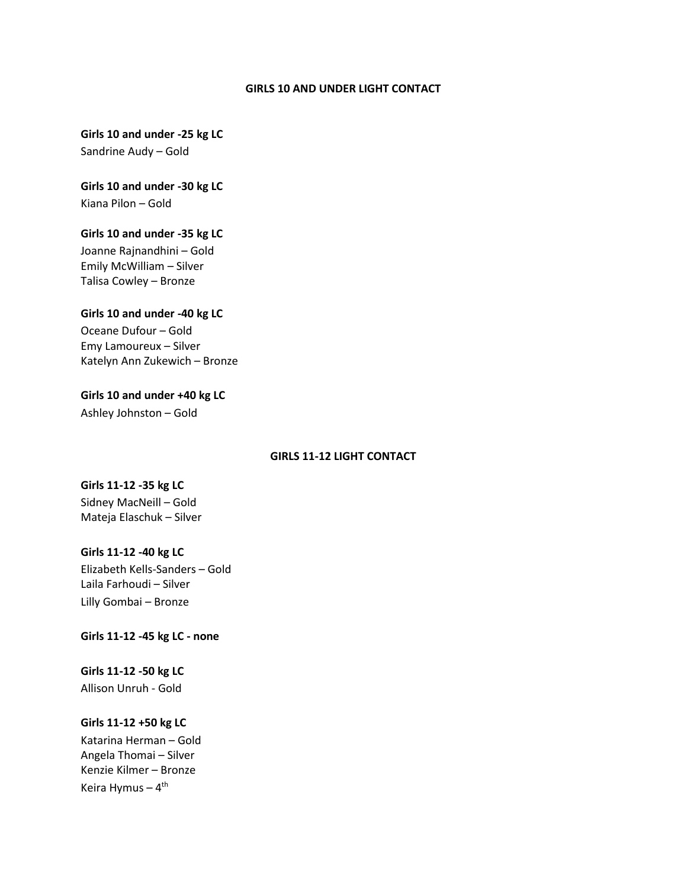## GIRLS 10 AND UNDER LIGHT CONTACT

**Girls 10 and under -25 kg LC**
Sandrine Audy – Gold

**Girls 10 and under -30 kg LC**
Kiana Pilon – Gold

**Girls 10 and under -35 kg LC**
Joanne Rajnandhini – Gold
Emily McWilliam – Silver
Talisa Cowley – Bronze

**Girls 10 and under -40 kg LC**
Oceane Dufour – Gold
Emy Lamoureux – Silver
Katelyn Ann Zukewich – Bronze

**Girls 10 and under +40 kg LC**
Ashley Johnston – Gold

## GIRLS 11-12 LIGHT CONTACT

**Girls 11-12 -35 kg LC**
Sidney MacNeill – Gold
Mateja Elaschuk – Silver

**Girls 11-12 -40 kg LC**
Elizabeth Kells-Sanders – Gold
Laila Farhoudi – Silver
Lilly Gombai – Bronze

**Girls 11-12 -45 kg LC - none**

**Girls 11-12 -50 kg LC**
Allison Unruh - Gold

**Girls 11-12 +50 kg LC**
Katarina Herman – Gold
Angela Thomai – Silver
Kenzie Kilmer – Bronze
Keira Hymus – 4th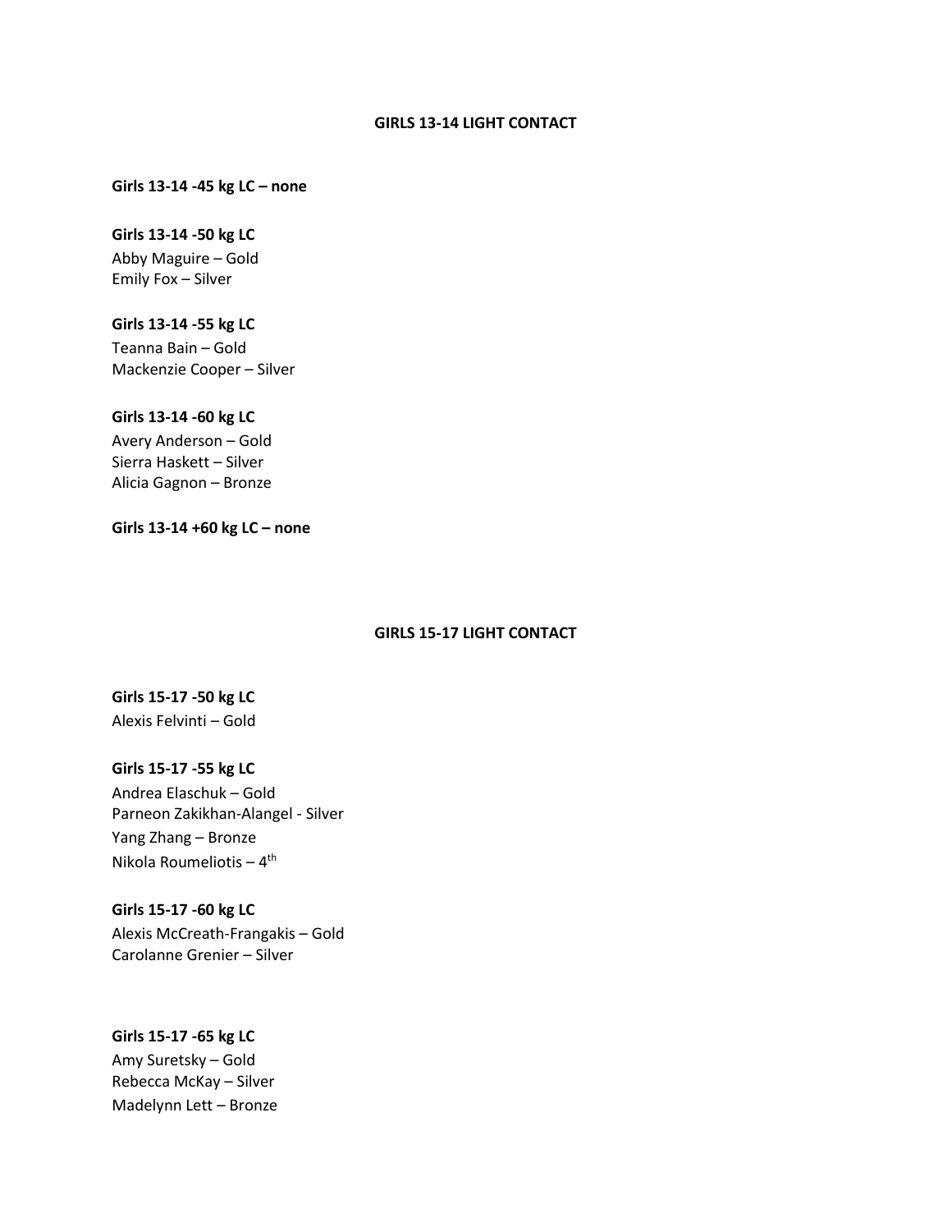## GIRLS 13-14 LIGHT CONTACT

**Girls 13-14 -45 kg LC – none**

**Girls 13-14 -50 kg LC**

Abby Maguire – Gold
Emily Fox – Silver

**Girls 13-14 -55 kg LC**

Teanna Bain – Gold
Mackenzie Cooper – Silver

**Girls 13-14 -60 kg LC**

Avery Anderson – Gold
Sierra Haskett – Silver
Alicia Gagnon – Bronze

**Girls 13-14 +60 kg LC – none**

## GIRLS 15-17 LIGHT CONTACT

**Girls 15-17 -50 kg LC**

Alexis Felvinti – Gold

**Girls 15-17 -55 kg LC**

Andrea Elaschuk – Gold
Parneon Zakikhan-Alangel - Silver
Yang Zhang – Bronze
Nikola Roumeliotis – 4th

**Girls 15-17 -60 kg LC**

Alexis McCreath-Frangakis – Gold
Carolanne Grenier – Silver

**Girls 15-17 -65 kg LC**

Amy Suretsky – Gold
Rebecca McKay – Silver
Madelynn Lett – Bronze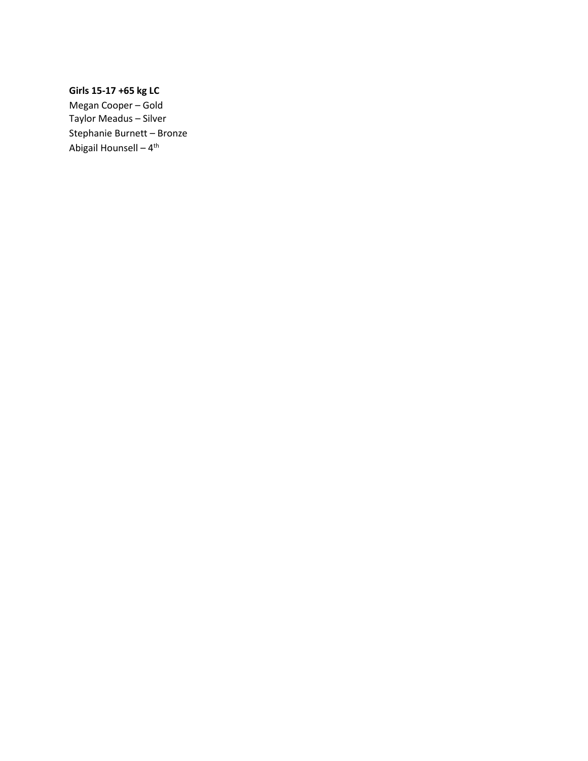**Girls 15-17 +65 kg LC**

Megan Cooper – Gold
Taylor Meadus – Silver
Stephanie Burnett – Bronze
Abigail Hounsell – 4th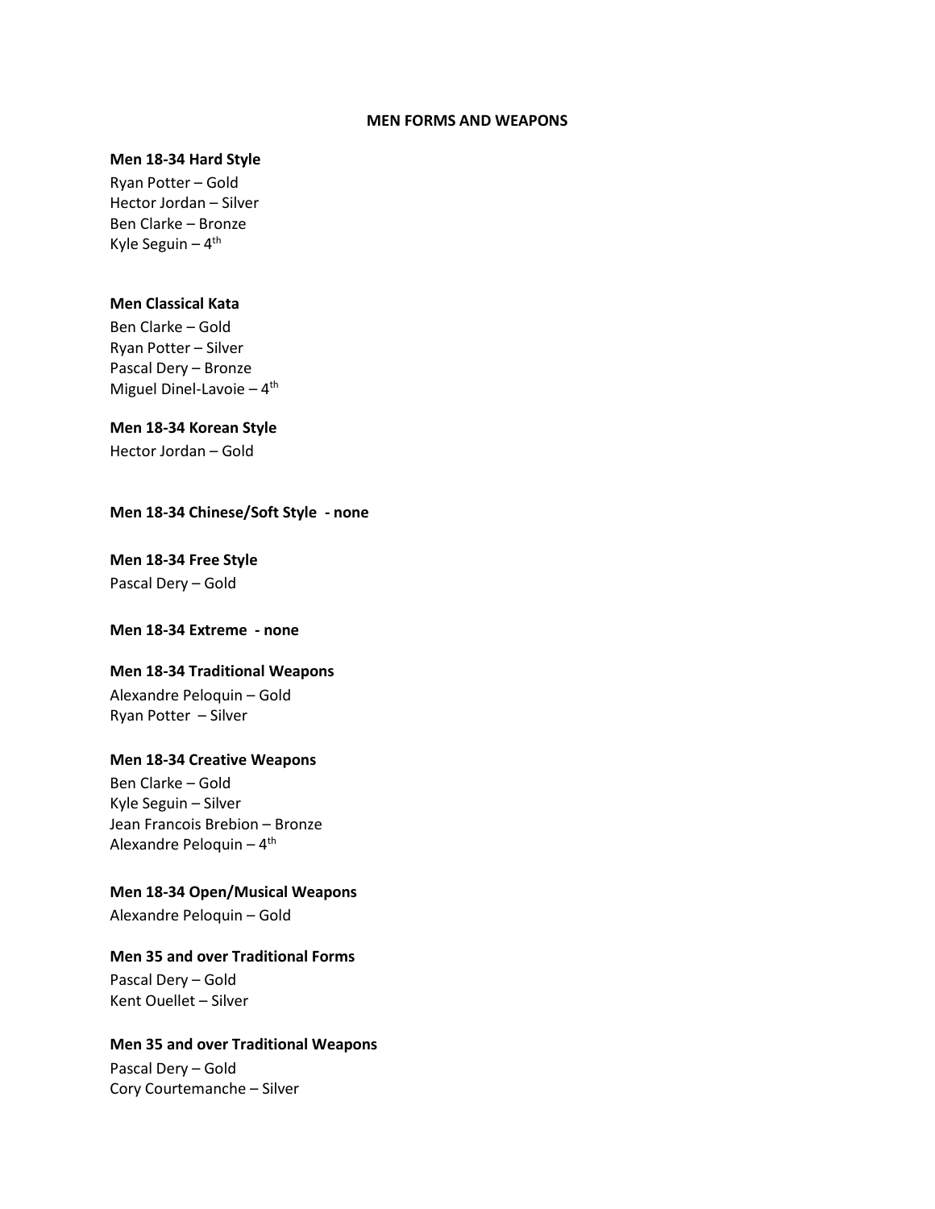## MEN FORMS AND WEAPONS

**Men 18-34 Hard Style**

Ryan Potter – Gold
Hector Jordan – Silver
Ben Clarke – Bronze
Kyle Seguin – 4th

**Men Classical Kata**

Ben Clarke – Gold
Ryan Potter – Silver
Pascal Dery – Bronze
Miguel Dinel-Lavoie – 4th

**Men 18-34 Korean Style**

Hector Jordan – Gold

**Men 18-34 Chinese/Soft Style - none**

**Men 18-34 Free Style**

Pascal Dery – Gold

**Men 18-34 Extreme - none**

**Men 18-34 Traditional Weapons**

Alexandre Peloquin – Gold
Ryan Potter – Silver

**Men 18-34 Creative Weapons**

Ben Clarke – Gold
Kyle Seguin – Silver
Jean Francois Brebion – Bronze
Alexandre Peloquin – 4th

**Men 18-34 Open/Musical Weapons**

Alexandre Peloquin – Gold

**Men 35 and over Traditional Forms**

Pascal Dery – Gold
Kent Ouellet – Silver

**Men 35 and over Traditional Weapons**

Pascal Dery – Gold
Cory Courtemanche – Silver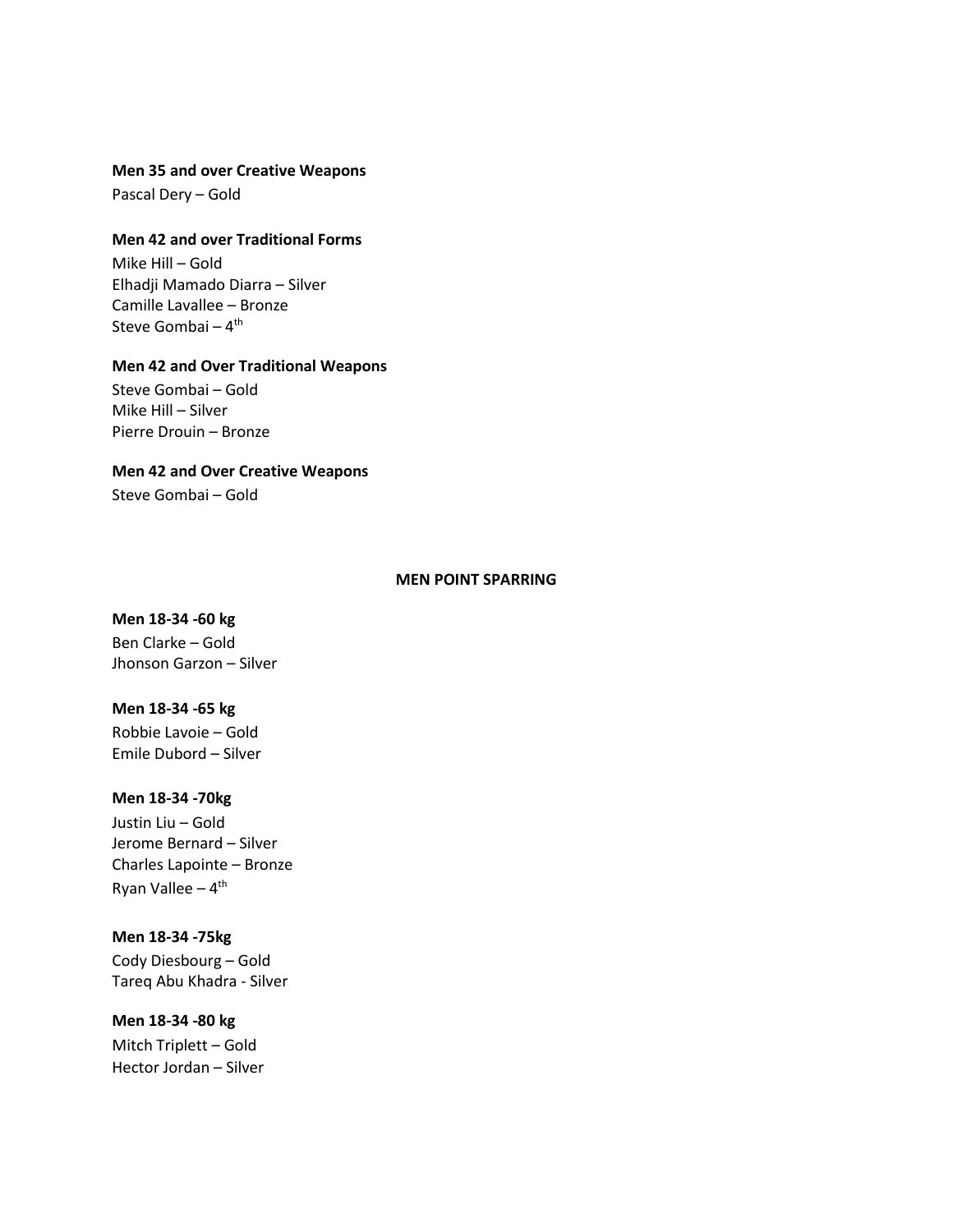**Men 35 and over Creative Weapons**
Pascal Dery – Gold

**Men 42 and over Traditional Forms**
Mike Hill – Gold
Elhadji Mamado Diarra – Silver
Camille Lavallee – Bronze
Steve Gombai – 4th

**Men 42 and Over Traditional Weapons**
Steve Gombai – Gold
Mike Hill – Silver
Pierre Drouin – Bronze

**Men 42 and Over Creative Weapons**
Steve Gombai – Gold

## MEN POINT SPARRING

**Men 18-34 -60 kg**
Ben Clarke – Gold
Jhonson Garzon – Silver

**Men 18-34 -65 kg**
Robbie Lavoie – Gold
Emile Dubord – Silver

**Men 18-34 -70kg**
Justin Liu – Gold
Jerome Bernard – Silver
Charles Lapointe – Bronze
Ryan Vallee – 4th

**Men 18-34 -75kg**
Cody Diesbourg – Gold
Tareq Abu Khadra - Silver

**Men 18-34 -80 kg**
Mitch Triplett – Gold
Hector Jordan – Silver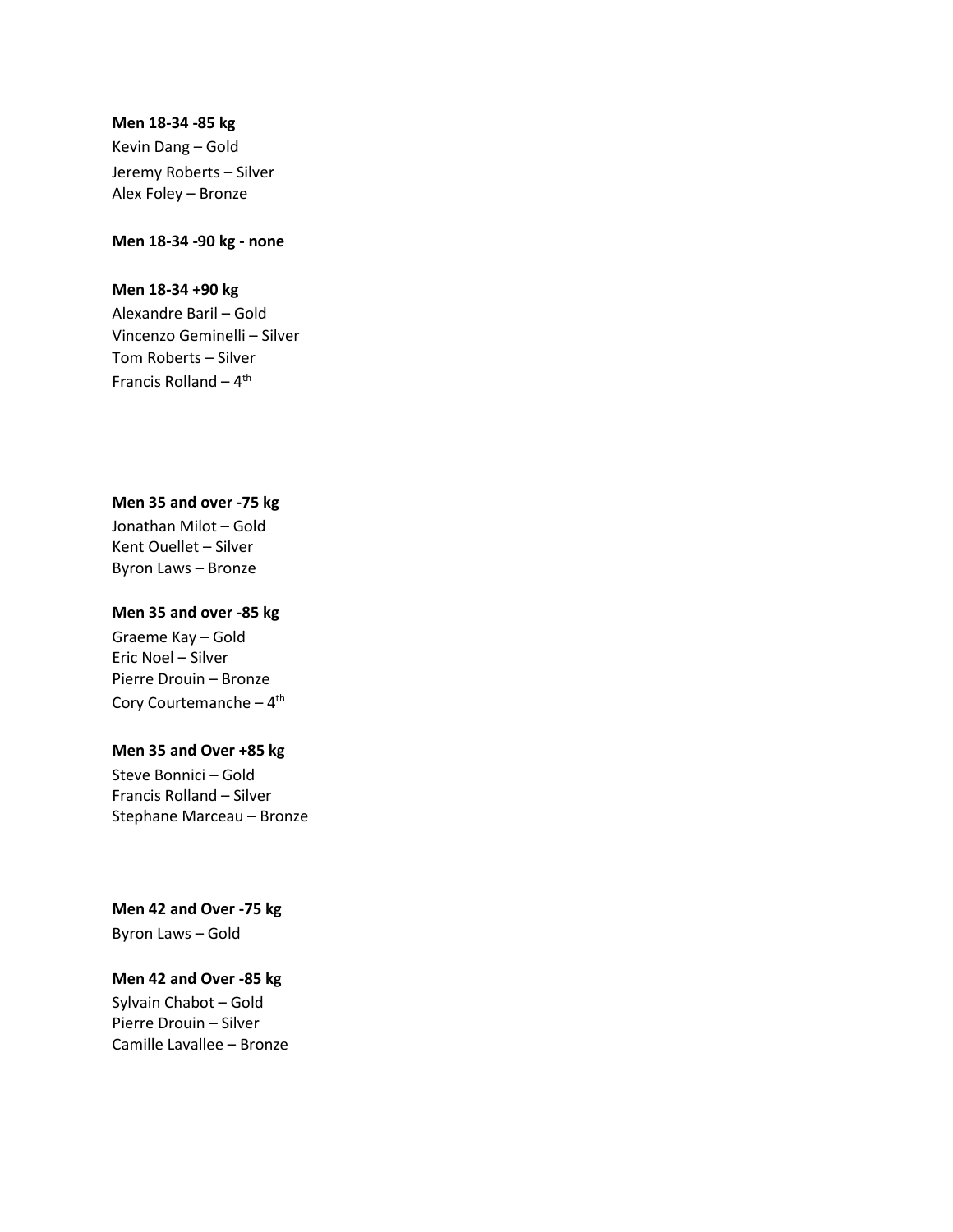**Men 18-34 -85 kg**

Kevin Dang – Gold
Jeremy Roberts – Silver
Alex Foley – Bronze

**Men 18-34 -90 kg - none**

**Men 18-34 +90 kg**

Alexandre Baril – Gold
Vincenzo Geminelli – Silver
Tom Roberts – Silver
Francis Rolland – 4th

**Men 35 and over -75 kg**

Jonathan Milot – Gold
Kent Ouellet – Silver
Byron Laws – Bronze

**Men 35 and over -85 kg**

Graeme Kay – Gold
Eric Noel – Silver
Pierre Drouin – Bronze
Cory Courtemanche – 4th

**Men 35 and Over +85 kg**

Steve Bonnici – Gold
Francis Rolland – Silver
Stephane Marceau – Bronze

**Men 42 and Over -75 kg**

Byron Laws – Gold

**Men 42 and Over -85 kg**

Sylvain Chabot – Gold
Pierre Drouin – Silver
Camille Lavallee – Bronze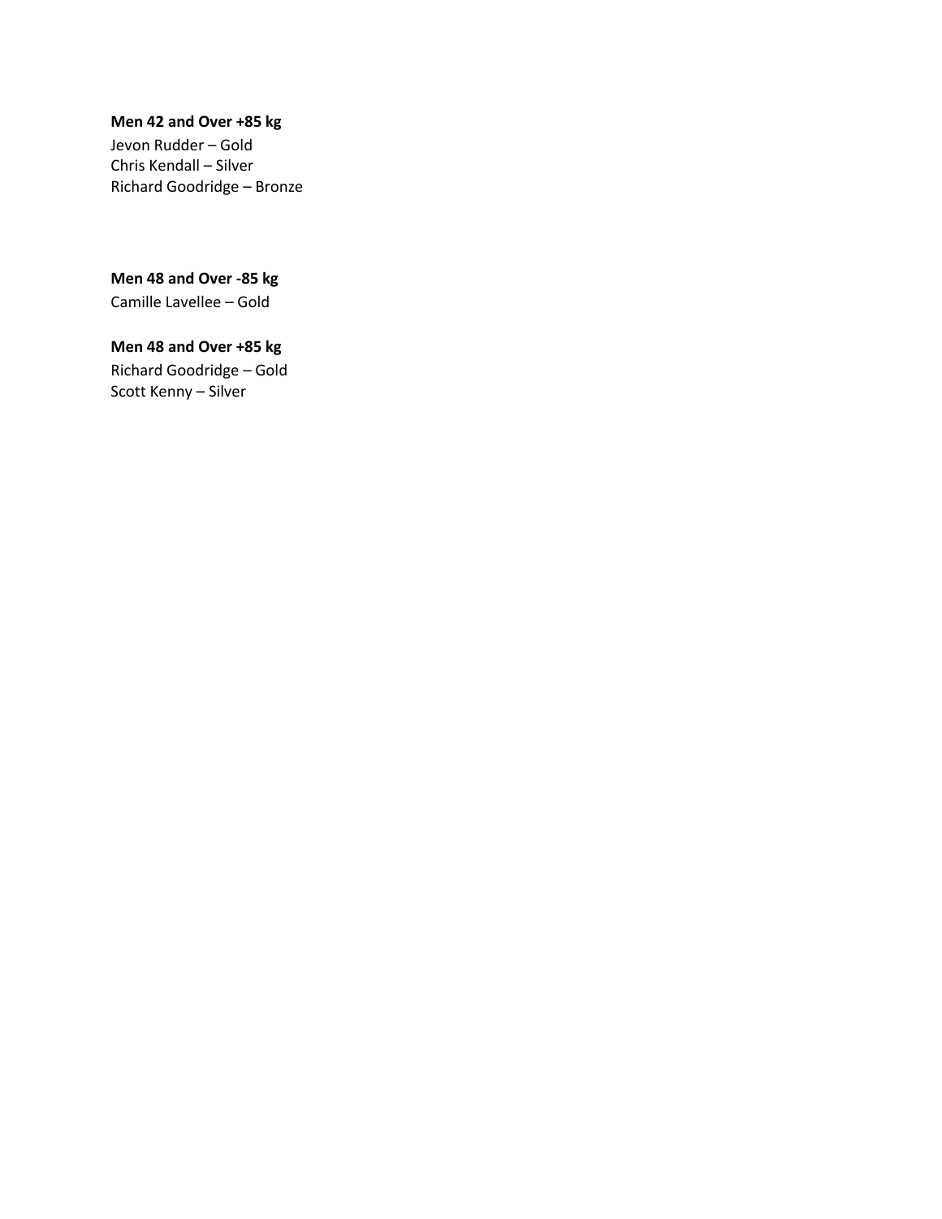**Men 42 and Over +85 kg**

Jevon Rudder – Gold
Chris Kendall – Silver
Richard Goodridge – Bronze

**Men 48 and Over -85 kg**

Camille Lavellee – Gold

**Men 48 and Over +85 kg**

Richard Goodridge – Gold
Scott Kenny – Silver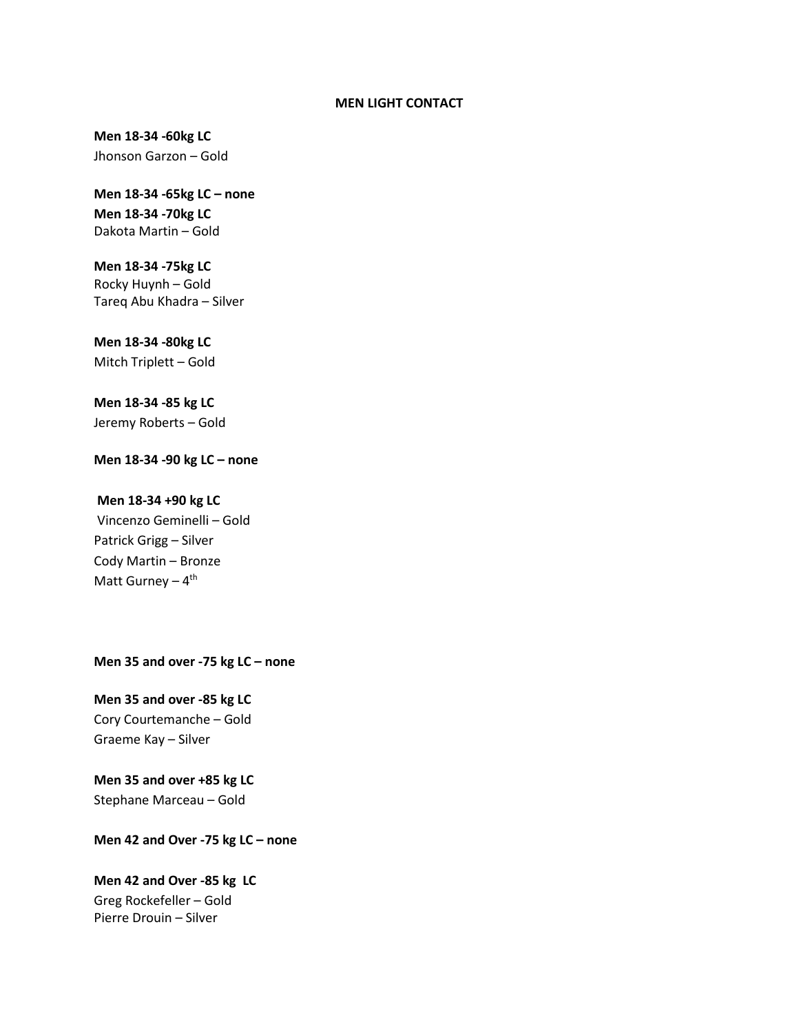## MEN LIGHT CONTACT

**Men 18-34 -60kg LC**
Jhonson Garzon – Gold

**Men 18-34 -65kg LC – none**

**Men 18-34 -70kg LC**
Dakota Martin – Gold

**Men 18-34 -75kg LC**
Rocky Huynh – Gold
Tareq Abu Khadra – Silver

**Men 18-34 -80kg LC**
Mitch Triplett – Gold

**Men 18-34 -85 kg LC**
Jeremy Roberts – Gold

**Men 18-34 -90 kg LC – none**

**Men 18-34 +90 kg LC**
Vincenzo Geminelli – Gold
Patrick Grigg – Silver
Cody Martin – Bronze
Matt Gurney – 4th

**Men 35 and over -75 kg LC – none**

**Men 35 and over -85 kg LC**
Cory Courtemanche – Gold
Graeme Kay – Silver

**Men 35 and over +85 kg LC**
Stephane Marceau – Gold

**Men 42 and Over -75 kg LC – none**

**Men 42 and Over -85 kg LC**
Greg Rockefeller – Gold
Pierre Drouin – Silver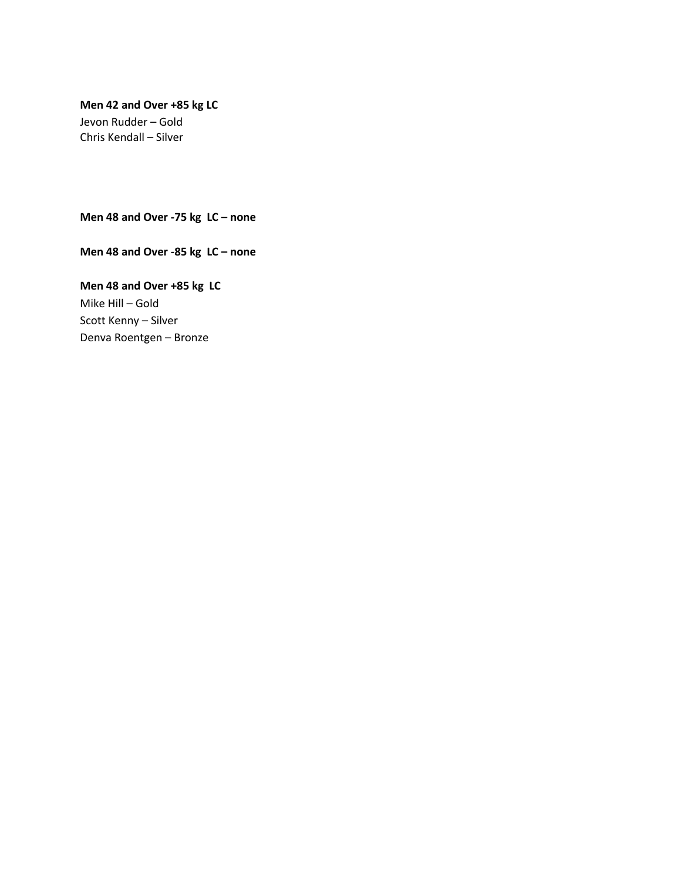**Men 42 and Over +85 kg LC**
Jevon Rudder – Gold
Chris Kendall – Silver

**Men 48 and Over -75 kg  LC – none**

**Men 48 and Over -85 kg  LC – none**

**Men 48 and Over +85 kg  LC**
Mike Hill – Gold
Scott Kenny – Silver
Denva Roentgen – Bronze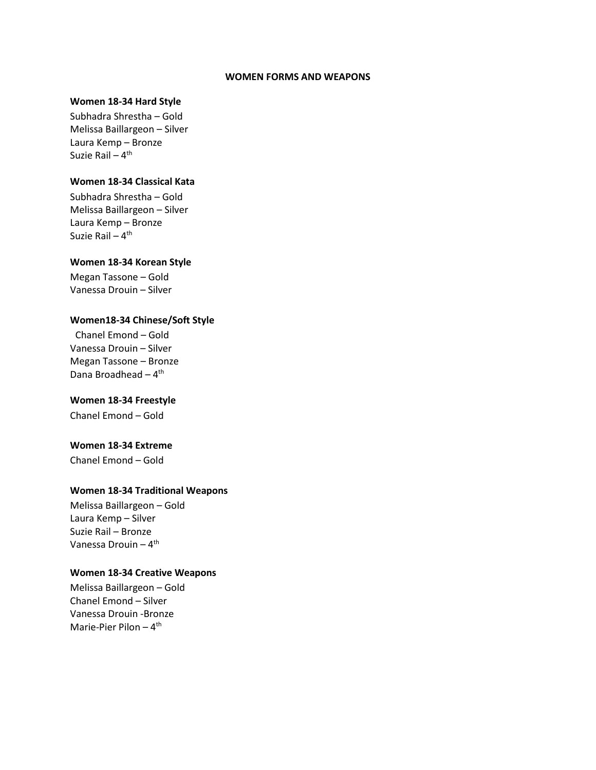## WOMEN FORMS AND WEAPONS

### Women 18-34 Hard Style

Subhadra Shrestha – Gold
Melissa Baillargeon – Silver
Laura Kemp – Bronze
Suzie Rail – 4th

### Women 18-34 Classical Kata

Subhadra Shrestha – Gold
Melissa Baillargeon – Silver
Laura Kemp – Bronze
Suzie Rail – 4th

### Women 18-34 Korean Style

Megan Tassone – Gold
Vanessa Drouin – Silver

### Women18-34 Chinese/Soft Style

Chanel Emond – Gold
Vanessa Drouin – Silver
Megan Tassone – Bronze
Dana Broadhead – 4th

### Women 18-34 Freestyle

Chanel Emond – Gold

### Women 18-34 Extreme

Chanel Emond – Gold

### Women 18-34 Traditional Weapons

Melissa Baillargeon – Gold
Laura Kemp – Silver
Suzie Rail – Bronze
Vanessa Drouin – 4th

### Women 18-34 Creative Weapons

Melissa Baillargeon – Gold
Chanel Emond – Silver
Vanessa Drouin -Bronze
Marie-Pier Pilon – 4th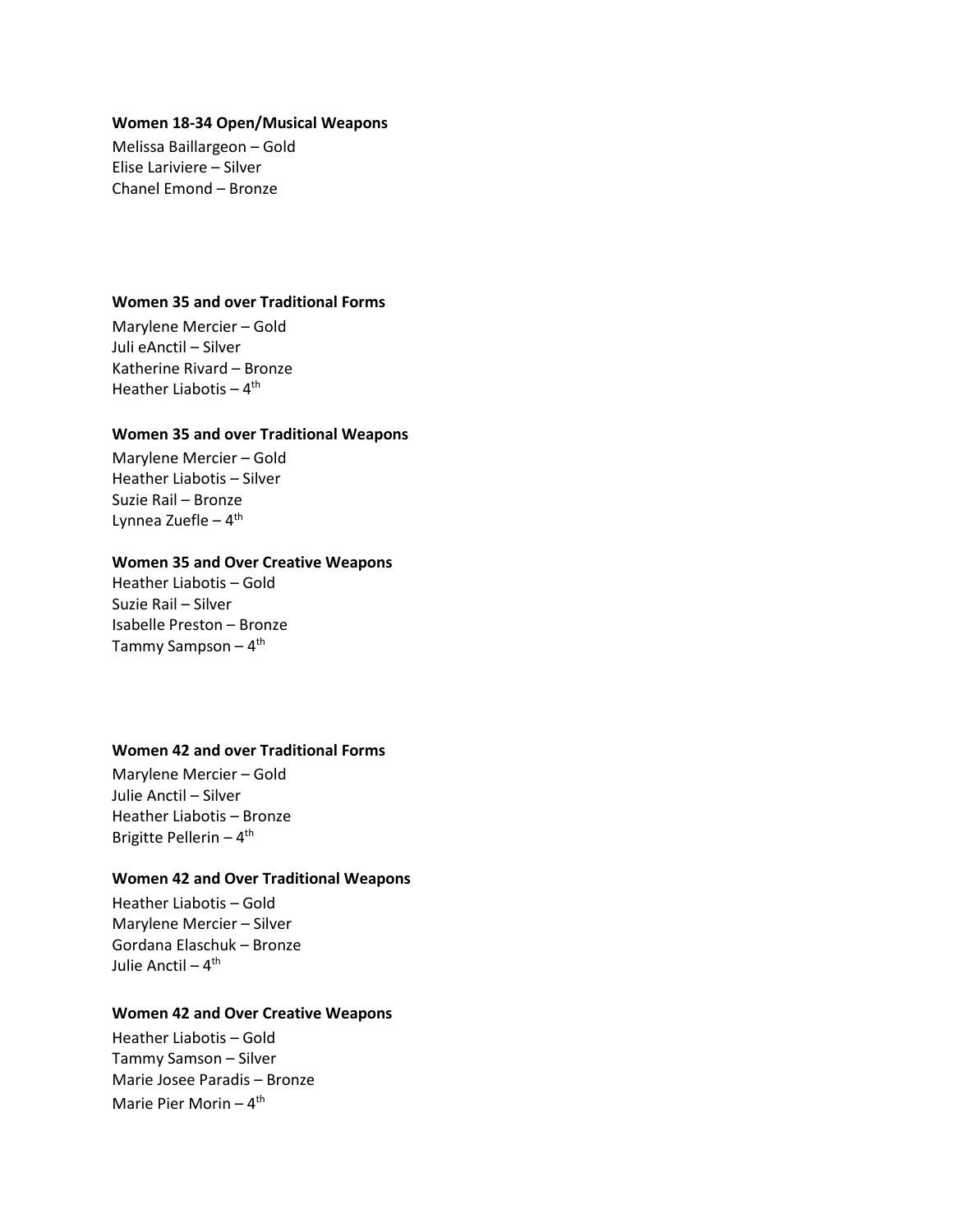**Women 18-34 Open/Musical Weapons**

Melissa Baillargeon – Gold
Elise Lariviere – Silver
Chanel Emond – Bronze

**Women 35 and over Traditional Forms**

Marylene Mercier – Gold
Juli eAnctil – Silver
Katherine Rivard – Bronze
Heather Liabotis – 4th

**Women 35 and over Traditional Weapons**

Marylene Mercier – Gold
Heather Liabotis – Silver
Suzie Rail – Bronze
Lynnea Zuefle – 4th

**Women 35 and Over Creative Weapons**

Heather Liabotis – Gold
Suzie Rail – Silver
Isabelle Preston – Bronze
Tammy Sampson – 4th

**Women 42 and over Traditional Forms**

Marylene Mercier – Gold
Julie Anctil – Silver
Heather Liabotis – Bronze
Brigitte Pellerin – 4th

**Women 42 and Over Traditional Weapons**

Heather Liabotis – Gold
Marylene Mercier – Silver
Gordana Elaschuk – Bronze
Julie Anctil – 4th

**Women 42 and Over Creative Weapons**

Heather Liabotis – Gold
Tammy Samson – Silver
Marie Josee Paradis – Bronze
Marie Pier Morin – 4th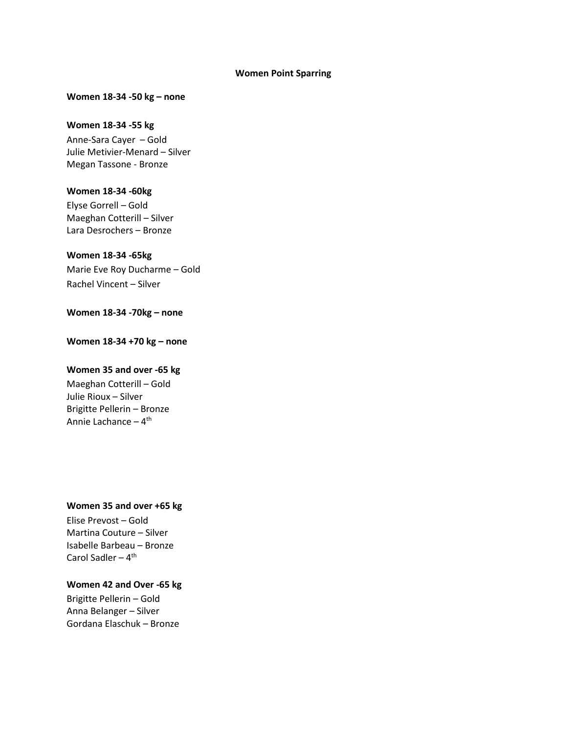## Women Point Sparring

**Women 18-34 -50 kg – none**

**Women 18-34 -55 kg**

Anne-Sara Cayer – Gold
Julie Metivier-Menard – Silver
Megan Tassone - Bronze

**Women 18-34 -60kg**

Elyse Gorrell – Gold
Maeghan Cotterill – Silver
Lara Desrochers – Bronze

**Women 18-34 -65kg**

Marie Eve Roy Ducharme – Gold
Rachel Vincent – Silver

**Women 18-34 -70kg – none**

**Women 18-34 +70 kg – none**

**Women 35 and over -65 kg**

Maeghan Cotterill – Gold
Julie Rioux – Silver
Brigitte Pellerin – Bronze
Annie Lachance – 4th

**Women 35 and over +65 kg**

Elise Prevost – Gold
Martina Couture – Silver
Isabelle Barbeau – Bronze
Carol Sadler – 4th

**Women 42 and Over -65 kg**

Brigitte Pellerin – Gold
Anna Belanger – Silver
Gordana Elaschuk – Bronze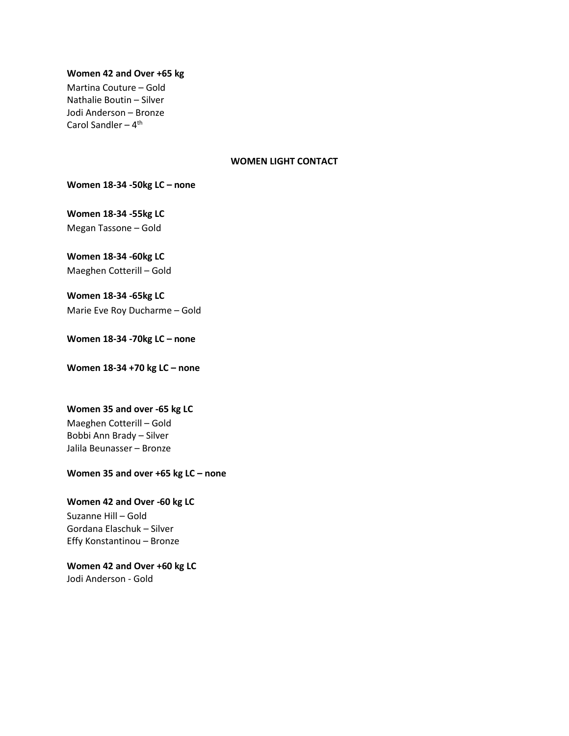**Women 42 and Over +65 kg**

Martina Couture – Gold
Nathalie Boutin – Silver
Jodi Anderson – Bronze
Carol Sandler – 4th

## WOMEN LIGHT CONTACT

**Women 18-34 -50kg LC – none**

**Women 18-34 -55kg LC**

Megan Tassone – Gold

**Women 18-34 -60kg LC**

Maeghen Cotterill – Gold

**Women 18-34 -65kg LC**

Marie Eve Roy Ducharme – Gold

**Women 18-34 -70kg LC – none**

**Women 18-34 +70 kg LC – none**

**Women 35 and over -65 kg LC**

Maeghen Cotterill – Gold
Bobbi Ann Brady – Silver
Jalila Beunasser – Bronze

**Women 35 and over +65 kg LC – none**

**Women 42 and Over -60 kg LC**

Suzanne Hill – Gold
Gordana Elaschuk – Silver
Effy Konstantinou – Bronze

**Women 42 and Over +60 kg LC**

Jodi Anderson - Gold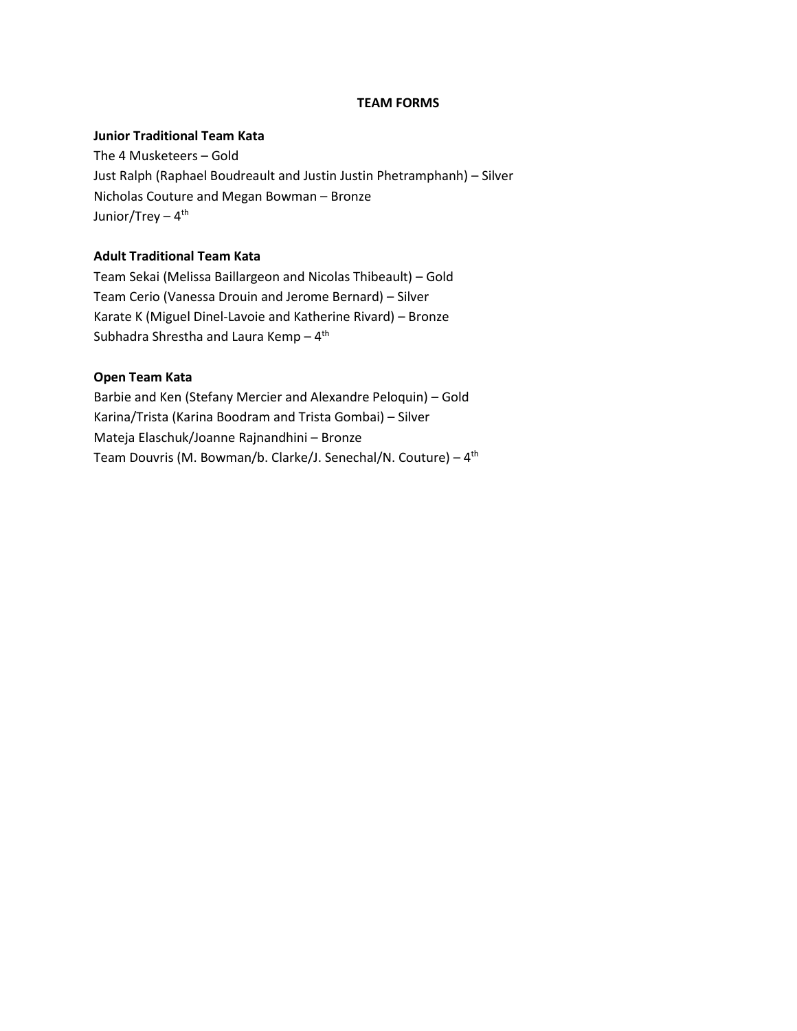## TEAM FORMS

**Junior Traditional Team Kata**

The 4 Musketeers – Gold
Just Ralph (Raphael Boudreault and Justin Justin Phetramphanh) – Silver
Nicholas Couture and Megan Bowman – Bronze
Junior/Trey – 4th

**Adult Traditional Team Kata**

Team Sekai (Melissa Baillargeon and Nicolas Thibeault) – Gold
Team Cerio (Vanessa Drouin and Jerome Bernard) – Silver
Karate K (Miguel Dinel-Lavoie and Katherine Rivard) – Bronze
Subhadra Shrestha and Laura Kemp – 4th

**Open Team Kata**

Barbie and Ken (Stefany Mercier and Alexandre Peloquin) – Gold
Karina/Trista (Karina Boodram and Trista Gombai) – Silver
Mateja Elaschuk/Joanne Rajnandhini – Bronze
Team Douvris (M. Bowman/b. Clarke/J. Senechal/N. Couture) – 4th